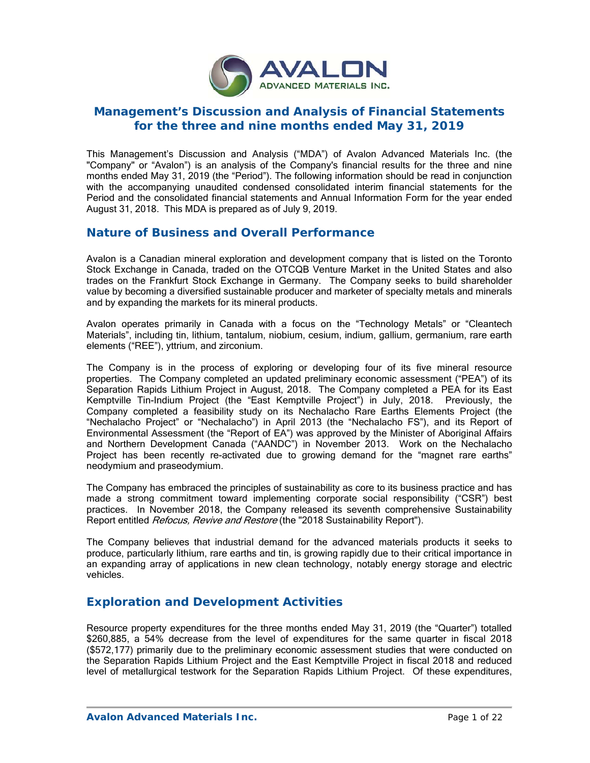# Management's Discussion and Analysis of Financial Statements for the three and nine months ended May 31, 2019

This Management's Discussion and Analysis ("MDA") of Avalon Advanced Materials Inc. (the "Company" or "Avalon") is an analysis of the Company's financial results for the three and nine months ended May 31, 2019 (the "Period"). The following information should be read in conjunction with the accompanying unaudited condensed consolidated interim financial statements for the Period and the consolidated financial statements and Annual Information Form for the year ended August 31, 2018. This MDA is prepared as of July 9, 2019.

## Nature of Business and Overall Performance

Avalon is a Canadian mineral exploration and development company that is listed on the Toronto Stock Exchange in Canada, traded on the OTCQB Venture Market in the United States and also trades on the Frankfurt Stock Exchange in Germany. The Company seeks to build shareholder value by becoming a diversified sustainable producer and marketer of specialty metals and minerals and by expanding the markets for its mineral products.

Avalon operates primarily in Canada with a focus on the "Technology Metals" or "Cleantech Materials", including tin, lithium, tantalum, niobium, cesium, indium, gallium, germanium, rare earth elements ("REE"), yttrium, and zirconium.

The Company is in the process of exploring or developing four of its five mineral resource properties. The Company completed an updated preliminary economic assessment ("PEA") of its Separation Rapids Lithium Project in August, 2018. The Company completed a PEA for its East Kemptville Tin-Indium Project (the "East Kemptville Project") in July, 2018. Previously, the Company completed a feasibility study on its Nechalacho Rare Earths Elements Project (the "Nechalacho Project" or "Nechalacho") in April 2013 (the "Nechalacho FS"), and its Report of Environmental Assessment (the "Report of EA") was approved by the Minister of Aboriginal Affairs and Northern Development Canada ("AANDC") in November 2013. Work on the Nechalacho Project has been recently re-activated due to growing demand for the "magnet rare earths" neodymium and praseodymium.

The Company has embraced the principles of sustainability as core to its business practice and has made a strong commitment toward implementing corporate social responsibility ("CSR") best practices. In November 2018, the Company released its seventh comprehensive Sustainability Report entitled *Refocus, Revive and Restore* (the "2018 Sustainability Report").

The Company believes that industrial demand for the advanced materials products it seeks to produce, particularly lithium, rare earths and tin, is growing rapidly due to their critical importance in an expanding array of applications in new clean technology, notably energy storage and electric vehicles.

## Exploration and Development Activities

Resource property expenditures for the three months ended May 31, 2019 (the "Quarter") totalled $260,885, a 54% decrease from the level of expenditures for the same quarter in fiscal 2018 ($572,177) primarily due to the preliminary economic assessment studies that were conducted on the Separation Rapids Lithium Project and the East Kemptville Project in fiscal 2018 and reduced level of metallurgical testwork for the Separation Rapids Lithium Project. Of these expenditures,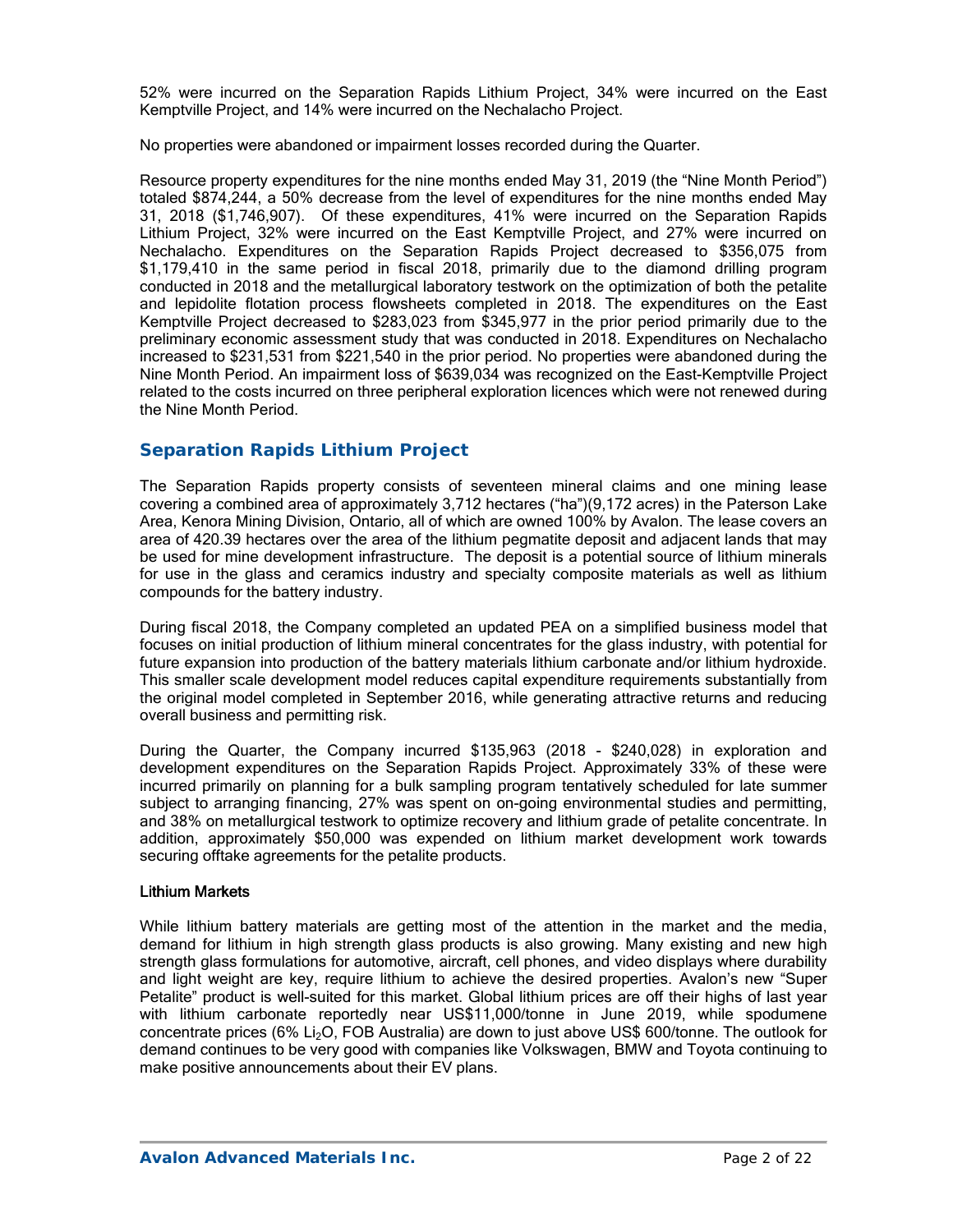52% were incurred on the Separation Rapids Lithium Project, 34% were incurred on the East Kemptville Project, and 14% were incurred on the Nechalacho Project.

No properties were abandoned or impairment losses recorded during the Quarter.

Resource property expenditures for the nine months ended May 31, 2019 (the "Nine Month Period") totaled $874,244, a 50% decrease from the level of expenditures for the nine months ended May 31, 2018 ($1,746,907). Of these expenditures, 41% were incurred on the Separation Rapids Lithium Project, 32% were incurred on the East Kemptville Project, and 27% were incurred on Nechalacho. Expenditures on the Separation Rapids Project decreased to $356,075 from $1,179,410 in the same period in fiscal 2018, primarily due to the diamond drilling program conducted in 2018 and the metallurgical laboratory testwork on the optimization of both the petalite and lepidolite flotation process flowsheets completed in 2018. The expenditures on the East Kemptville Project decreased to $283,023 from $345,977 in the prior period primarily due to the preliminary economic assessment study that was conducted in 2018. Expenditures on Nechalacho increased to $231,531 from $221,540 in the prior period. No properties were abandoned during the Nine Month Period. An impairment loss of $639,034 was recognized on the East-Kemptville Project related to the costs incurred on three peripheral exploration licences which were not renewed during the Nine Month Period.

## Separation Rapids Lithium Project

The Separation Rapids property consists of seventeen mineral claims and one mining lease covering a combined area of approximately 3,712 hectares ("ha")(9,172 acres) in the Paterson Lake Area, Kenora Mining Division, Ontario, all of which are owned 100% by Avalon. The lease covers an area of 420.39 hectares over the area of the lithium pegmatite deposit and adjacent lands that may be used for mine development infrastructure. The deposit is a potential source of lithium minerals for use in the glass and ceramics industry and specialty composite materials as well as lithium compounds for the battery industry.

During fiscal 2018, the Company completed an updated PEA on a simplified business model that focuses on initial production of lithium mineral concentrates for the glass industry, with potential for future expansion into production of the battery materials lithium carbonate and/or lithium hydroxide. This smaller scale development model reduces capital expenditure requirements substantially from the original model completed in September 2016, while generating attractive returns and reducing overall business and permitting risk.

During the Quarter, the Company incurred $135,963 (2018 - $240,028) in exploration and development expenditures on the Separation Rapids Project. Approximately 33% of these were incurred primarily on planning for a bulk sampling program tentatively scheduled for late summer subject to arranging financing, 27% was spent on on-going environmental studies and permitting, and 38% on metallurgical testwork to optimize recovery and lithium grade of petalite concentrate. In addition, approximately $50,000 was expended on lithium market development work towards securing offtake agreements for the petalite products.

### Lithium Markets

While lithium battery materials are getting most of the attention in the market and the media, demand for lithium in high strength glass products is also growing. Many existing and new high strength glass formulations for automotive, aircraft, cell phones, and video displays where durability and light weight are key, require lithium to achieve the desired properties. Avalon's new "Super Petalite" product is well-suited for this market. Global lithium prices are off their highs of last year with lithium carbonate reportedly near US$11,000/tonne in June 2019, while spodumene concentrate prices (6% $Li_2O$, FOB Australia) are down to just above US$ 600/tonne. The outlook for demand continues to be very good with companies like Volkswagen, BMW and Toyota continuing to make positive announcements about their EV plans.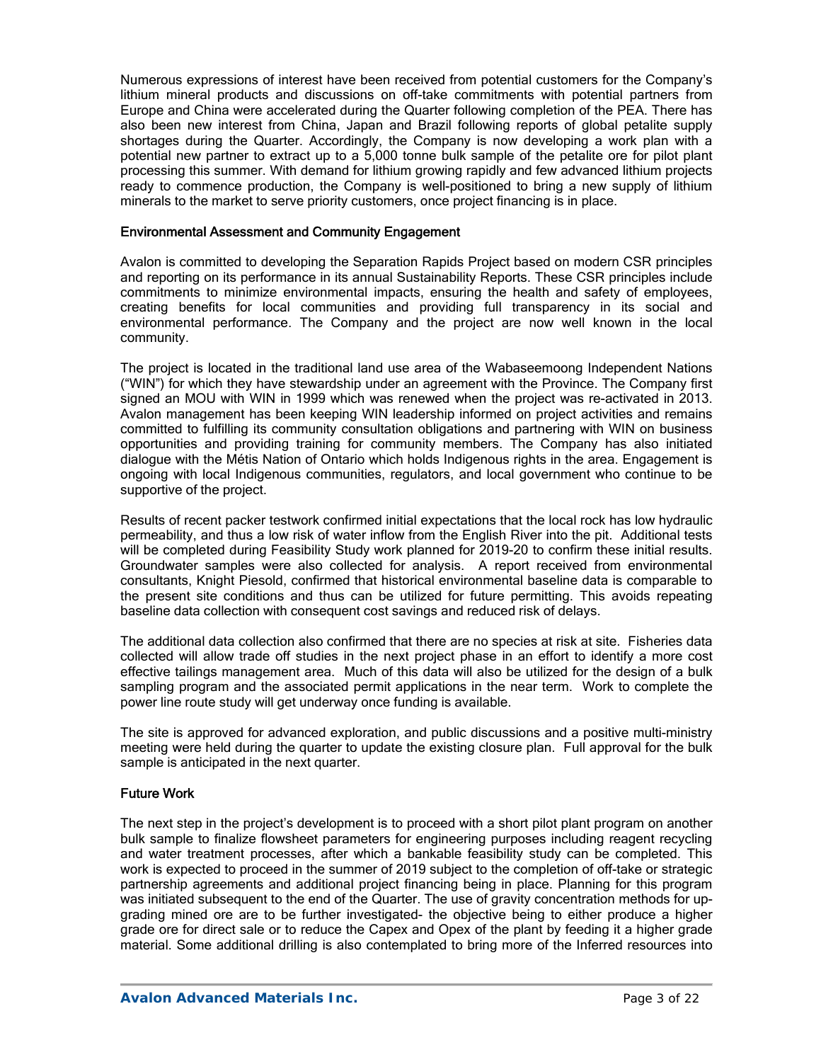Numerous expressions of interest have been received from potential customers for the Company's lithium mineral products and discussions on off-take commitments with potential partners from Europe and China were accelerated during the Quarter following completion of the PEA. There has also been new interest from China, Japan and Brazil following reports of global petalite supply shortages during the Quarter. Accordingly, the Company is now developing a work plan with a potential new partner to extract up to a 5,000 tonne bulk sample of the petalite ore for pilot plant processing this summer. With demand for lithium growing rapidly and few advanced lithium projects ready to commence production, the Company is well-positioned to bring a new supply of lithium minerals to the market to serve priority customers, once project financing is in place.

#### Environmental Assessment and Community Engagement

Avalon is committed to developing the Separation Rapids Project based on modern CSR principles and reporting on its performance in its annual Sustainability Reports. These CSR principles include commitments to minimize environmental impacts, ensuring the health and safety of employees, creating benefits for local communities and providing full transparency in its social and environmental performance. The Company and the project are now well known in the local community.

The project is located in the traditional land use area of the Wabaseemoong Independent Nations ("WIN") for which they have stewardship under an agreement with the Province. The Company first signed an MOU with WIN in 1999 which was renewed when the project was re-activated in 2013. Avalon management has been keeping WIN leadership informed on project activities and remains committed to fulfilling its community consultation obligations and partnering with WIN on business opportunities and providing training for community members. The Company has also initiated dialogue with the Métis Nation of Ontario which holds Indigenous rights in the area. Engagement is ongoing with local Indigenous communities, regulators, and local government who continue to be supportive of the project.

Results of recent packer testwork confirmed initial expectations that the local rock has low hydraulic permeability, and thus a low risk of water inflow from the English River into the pit. Additional tests will be completed during Feasibility Study work planned for 2019-20 to confirm these initial results. Groundwater samples were also collected for analysis. A report received from environmental consultants, Knight Piesold, confirmed that historical environmental baseline data is comparable to the present site conditions and thus can be utilized for future permitting. This avoids repeating baseline data collection with consequent cost savings and reduced risk of delays.

The additional data collection also confirmed that there are no species at risk at site. Fisheries data collected will allow trade off studies in the next project phase in an effort to identify a more cost effective tailings management area. Much of this data will also be utilized for the design of a bulk sampling program and the associated permit applications in the near term. Work to complete the power line route study will get underway once funding is available.

The site is approved for advanced exploration, and public discussions and a positive multi-ministry meeting were held during the quarter to update the existing closure plan. Full approval for the bulk sample is anticipated in the next quarter.

#### Future Work

The next step in the project's development is to proceed with a short pilot plant program on another bulk sample to finalize flowsheet parameters for engineering purposes including reagent recycling and water treatment processes, after which a bankable feasibility study can be completed. This work is expected to proceed in the summer of 2019 subject to the completion of off-take or strategic partnership agreements and additional project financing being in place. Planning for this program was initiated subsequent to the end of the Quarter. The use of gravity concentration methods for up-grading mined ore are to be further investigated- the objective being to either produce a higher grade ore for direct sale or to reduce the Capex and Opex of the plant by feeding it a higher grade material. Some additional drilling is also contemplated to bring more of the Inferred resources into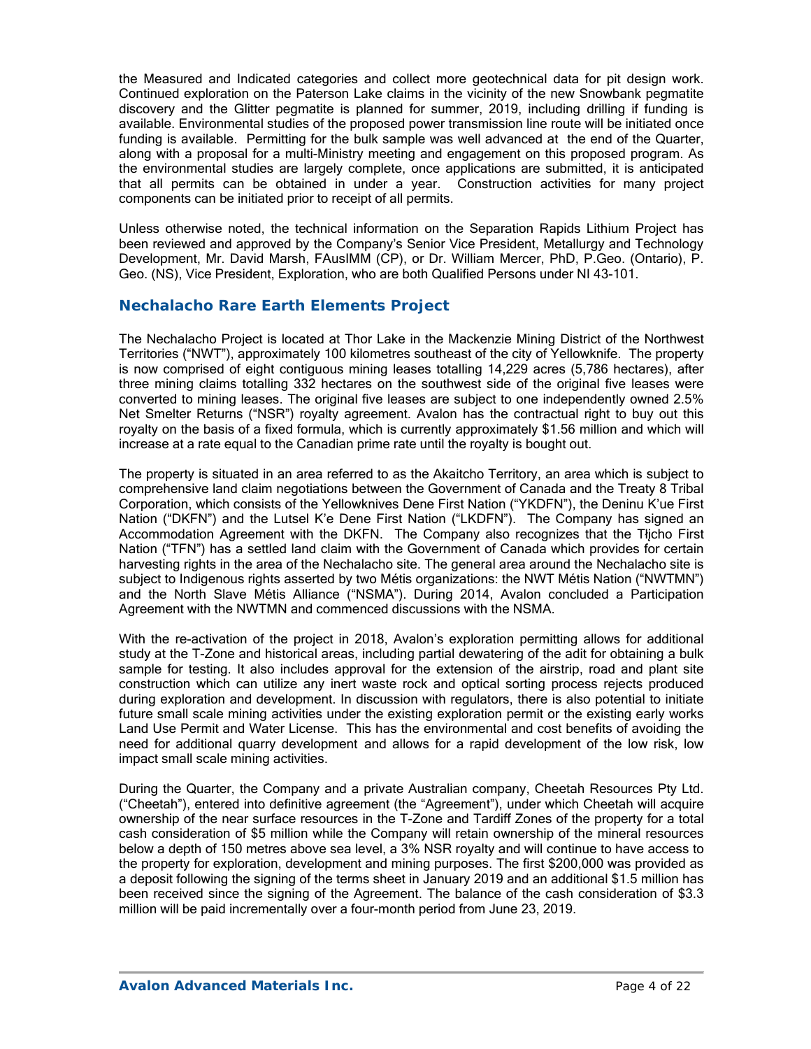the Measured and Indicated categories and collect more geotechnical data for pit design work. Continued exploration on the Paterson Lake claims in the vicinity of the new Snowbank pegmatite discovery and the Glitter pegmatite is planned for summer, 2019, including drilling if funding is available. Environmental studies of the proposed power transmission line route will be initiated once funding is available. Permitting for the bulk sample was well advanced at the end of the Quarter, along with a proposal for a multi-Ministry meeting and engagement on this proposed program. As the environmental studies are largely complete, once applications are submitted, it is anticipated that all permits can be obtained in under a year. Construction activities for many project components can be initiated prior to receipt of all permits.

Unless otherwise noted, the technical information on the Separation Rapids Lithium Project has been reviewed and approved by the Company's Senior Vice President, Metallurgy and Technology Development, Mr. David Marsh, FAusIMM (CP), or Dr. William Mercer, PhD, P.Geo. (Ontario), P. Geo. (NS), Vice President, Exploration, who are both Qualified Persons under NI 43-101.

## Nechalacho Rare Earth Elements Project

The Nechalacho Project is located at Thor Lake in the Mackenzie Mining District of the Northwest Territories ("NWT"), approximately 100 kilometres southeast of the city of Yellowknife. The property is now comprised of eight contiguous mining leases totalling 14,229 acres (5,786 hectares), after three mining claims totalling 332 hectares on the southwest side of the original five leases were converted to mining leases. The original five leases are subject to one independently owned 2.5% Net Smelter Returns ("NSR") royalty agreement. Avalon has the contractual right to buy out this royalty on the basis of a fixed formula, which is currently approximately $1.56 million and which will increase at a rate equal to the Canadian prime rate until the royalty is bought out.

The property is situated in an area referred to as the Akaitcho Territory, an area which is subject to comprehensive land claim negotiations between the Government of Canada and the Treaty 8 Tribal Corporation, which consists of the Yellowknives Dene First Nation ("YKDFN"), the Deninu K'ue First Nation ("DKFN") and the Lutsel K'e Dene First Nation ("LKDFN"). The Company has signed an Accommodation Agreement with the DKFN. The Company also recognizes that the Tłįcho First Nation ("TFN") has a settled land claim with the Government of Canada which provides for certain harvesting rights in the area of the Nechalacho site. The general area around the Nechalacho site is subject to Indigenous rights asserted by two Métis organizations: the NWT Métis Nation ("NWTMN") and the North Slave Métis Alliance ("NSMA"). During 2014, Avalon concluded a Participation Agreement with the NWTMN and commenced discussions with the NSMA.

With the re-activation of the project in 2018, Avalon's exploration permitting allows for additional study at the T-Zone and historical areas, including partial dewatering of the adit for obtaining a bulk sample for testing. It also includes approval for the extension of the airstrip, road and plant site construction which can utilize any inert waste rock and optical sorting process rejects produced during exploration and development. In discussion with regulators, there is also potential to initiate future small scale mining activities under the existing exploration permit or the existing early works Land Use Permit and Water License. This has the environmental and cost benefits of avoiding the need for additional quarry development and allows for a rapid development of the low risk, low impact small scale mining activities.

During the Quarter, the Company and a private Australian company, Cheetah Resources Pty Ltd. ("Cheetah"), entered into definitive agreement (the "Agreement"), under which Cheetah will acquire ownership of the near surface resources in the T-Zone and Tardiff Zones of the property for a total cash consideration of $5 million while the Company will retain ownership of the mineral resources below a depth of 150 metres above sea level, a 3% NSR royalty and will continue to have access to the property for exploration, development and mining purposes. The first $200,000 was provided as a deposit following the signing of the terms sheet in January 2019 and an additional $1.5 million has been received since the signing of the Agreement. The balance of the cash consideration of $3.3 million will be paid incrementally over a four-month period from June 23, 2019.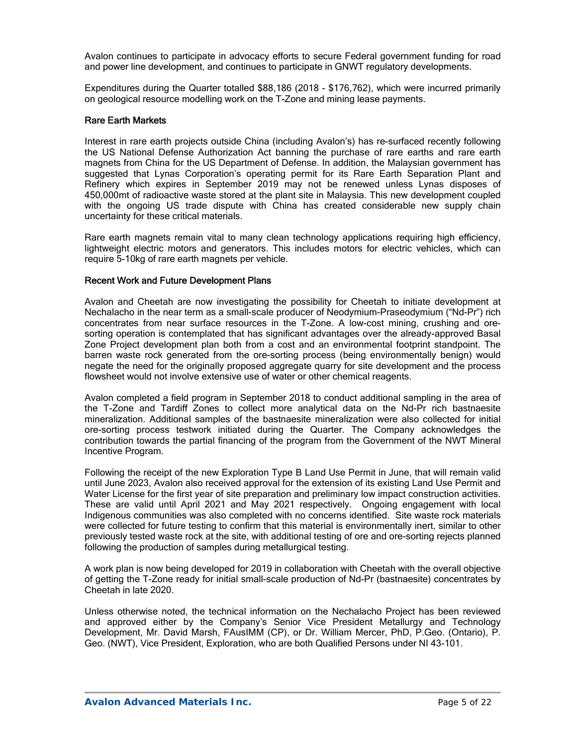Avalon continues to participate in advocacy efforts to secure Federal government funding for road and power line development, and continues to participate in GNWT regulatory developments.

Expenditures during the Quarter totalled $88,186 (2018 - $176,762), which were incurred primarily on geological resource modelling work on the T-Zone and mining lease payments.

### Rare Earth Markets

Interest in rare earth projects outside China (including Avalon's) has re-surfaced recently following the US National Defense Authorization Act banning the purchase of rare earths and rare earth magnets from China for the US Department of Defense. In addition, the Malaysian government has suggested that Lynas Corporation's operating permit for its Rare Earth Separation Plant and Refinery which expires in September 2019 may not be renewed unless Lynas disposes of 450,000mt of radioactive waste stored at the plant site in Malaysia. This new development coupled with the ongoing US trade dispute with China has created considerable new supply chain uncertainty for these critical materials.

Rare earth magnets remain vital to many clean technology applications requiring high efficiency, lightweight electric motors and generators. This includes motors for electric vehicles, which can require 5-10kg of rare earth magnets per vehicle.

### Recent Work and Future Development Plans

Avalon and Cheetah are now investigating the possibility for Cheetah to initiate development at Nechalacho in the near term as a small-scale producer of Neodymium-Praseodymium ("Nd-Pr") rich concentrates from near surface resources in the T-Zone. A low-cost mining, crushing and ore-sorting operation is contemplated that has significant advantages over the already-approved Basal Zone Project development plan both from a cost and an environmental footprint standpoint. The barren waste rock generated from the ore-sorting process (being environmentally benign) would negate the need for the originally proposed aggregate quarry for site development and the process flowsheet would not involve extensive use of water or other chemical reagents.

Avalon completed a field program in September 2018 to conduct additional sampling in the area of the T-Zone and Tardiff Zones to collect more analytical data on the Nd-Pr rich bastnaesite mineralization. Additional samples of the bastnaesite mineralization were also collected for initial ore-sorting process testwork initiated during the Quarter. The Company acknowledges the contribution towards the partial financing of the program from the Government of the NWT Mineral Incentive Program.

Following the receipt of the new Exploration Type B Land Use Permit in June, that will remain valid until June 2023, Avalon also received approval for the extension of its existing Land Use Permit and Water License for the first year of site preparation and preliminary low impact construction activities. These are valid until April 2021 and May 2021 respectively. Ongoing engagement with local Indigenous communities was also completed with no concerns identified. Site waste rock materials were collected for future testing to confirm that this material is environmentally inert, similar to other previously tested waste rock at the site, with additional testing of ore and ore-sorting rejects planned following the production of samples during metallurgical testing.

A work plan is now being developed for 2019 in collaboration with Cheetah with the overall objective of getting the T-Zone ready for initial small-scale production of Nd-Pr (bastnaesite) concentrates by Cheetah in late 2020.

Unless otherwise noted, the technical information on the Nechalacho Project has been reviewed and approved either by the Company's Senior Vice President Metallurgy and Technology Development, Mr. David Marsh, FAusIMM (CP), or Dr. William Mercer, PhD, P.Geo. (Ontario), P. Geo. (NWT), Vice President, Exploration, who are both Qualified Persons under NI 43-101.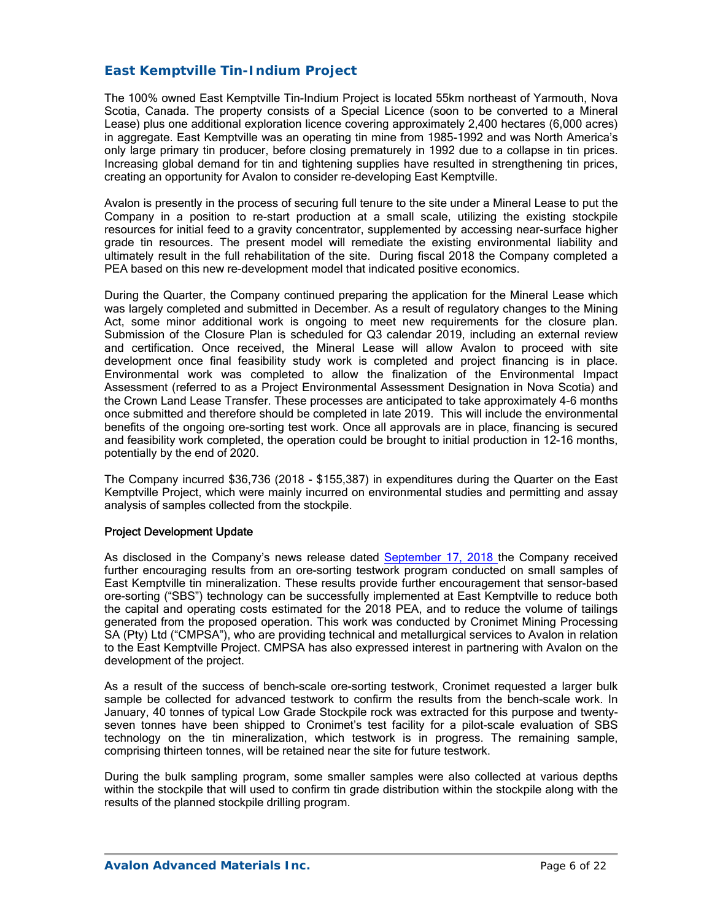## East Kemptville Tin-Indium Project

The 100% owned East Kemptville Tin-Indium Project is located 55km northeast of Yarmouth, Nova Scotia, Canada. The property consists of a Special Licence (soon to be converted to a Mineral Lease) plus one additional exploration licence covering approximately 2,400 hectares (6,000 acres) in aggregate. East Kemptville was an operating tin mine from 1985-1992 and was North America's only large primary tin producer, before closing prematurely in 1992 due to a collapse in tin prices. Increasing global demand for tin and tightening supplies have resulted in strengthening tin prices, creating an opportunity for Avalon to consider re-developing East Kemptville.

Avalon is presently in the process of securing full tenure to the site under a Mineral Lease to put the Company in a position to re-start production at a small scale, utilizing the existing stockpile resources for initial feed to a gravity concentrator, supplemented by accessing near-surface higher grade tin resources. The present model will remediate the existing environmental liability and ultimately result in the full rehabilitation of the site. During fiscal 2018 the Company completed a PEA based on this new re-development model that indicated positive economics.

During the Quarter, the Company continued preparing the application for the Mineral Lease which was largely completed and submitted in December. As a result of regulatory changes to the Mining Act, some minor additional work is ongoing to meet new requirements for the closure plan. Submission of the Closure Plan is scheduled for Q3 calendar 2019, including an external review and certification. Once received, the Mineral Lease will allow Avalon to proceed with site development once final feasibility study work is completed and project financing is in place. Environmental work was completed to allow the finalization of the Environmental Impact Assessment (referred to as a Project Environmental Assessment Designation in Nova Scotia) and the Crown Land Lease Transfer. These processes are anticipated to take approximately 4-6 months once submitted and therefore should be completed in late 2019. This will include the environmental benefits of the ongoing ore-sorting test work. Once all approvals are in place, financing is secured and feasibility work completed, the operation could be brought to initial production in 12-16 months, potentially by the end of 2020.

The Company incurred $36,736 (2018 - $155,387) in expenditures during the Quarter on the East Kemptville Project, which were mainly incurred on environmental studies and permitting and assay analysis of samples collected from the stockpile.

### Project Development Update

As disclosed in the Company's news release dated September 17, 2018 the Company received further encouraging results from an ore-sorting testwork program conducted on small samples of East Kemptville tin mineralization. These results provide further encouragement that sensor-based ore-sorting ("SBS") technology can be successfully implemented at East Kemptville to reduce both the capital and operating costs estimated for the 2018 PEA, and to reduce the volume of tailings generated from the proposed operation. This work was conducted by Cronimet Mining Processing SA (Pty) Ltd ("CMPSA"), who are providing technical and metallurgical services to Avalon in relation to the East Kemptville Project. CMPSA has also expressed interest in partnering with Avalon on the development of the project.

As a result of the success of bench-scale ore-sorting testwork, Cronimet requested a larger bulk sample be collected for advanced testwork to confirm the results from the bench-scale work. In January, 40 tonnes of typical Low Grade Stockpile rock was extracted for this purpose and twenty-seven tonnes have been shipped to Cronimet's test facility for a pilot-scale evaluation of SBS technology on the tin mineralization, which testwork is in progress. The remaining sample, comprising thirteen tonnes, will be retained near the site for future testwork.

During the bulk sampling program, some smaller samples were also collected at various depths within the stockpile that will used to confirm tin grade distribution within the stockpile along with the results of the planned stockpile drilling program.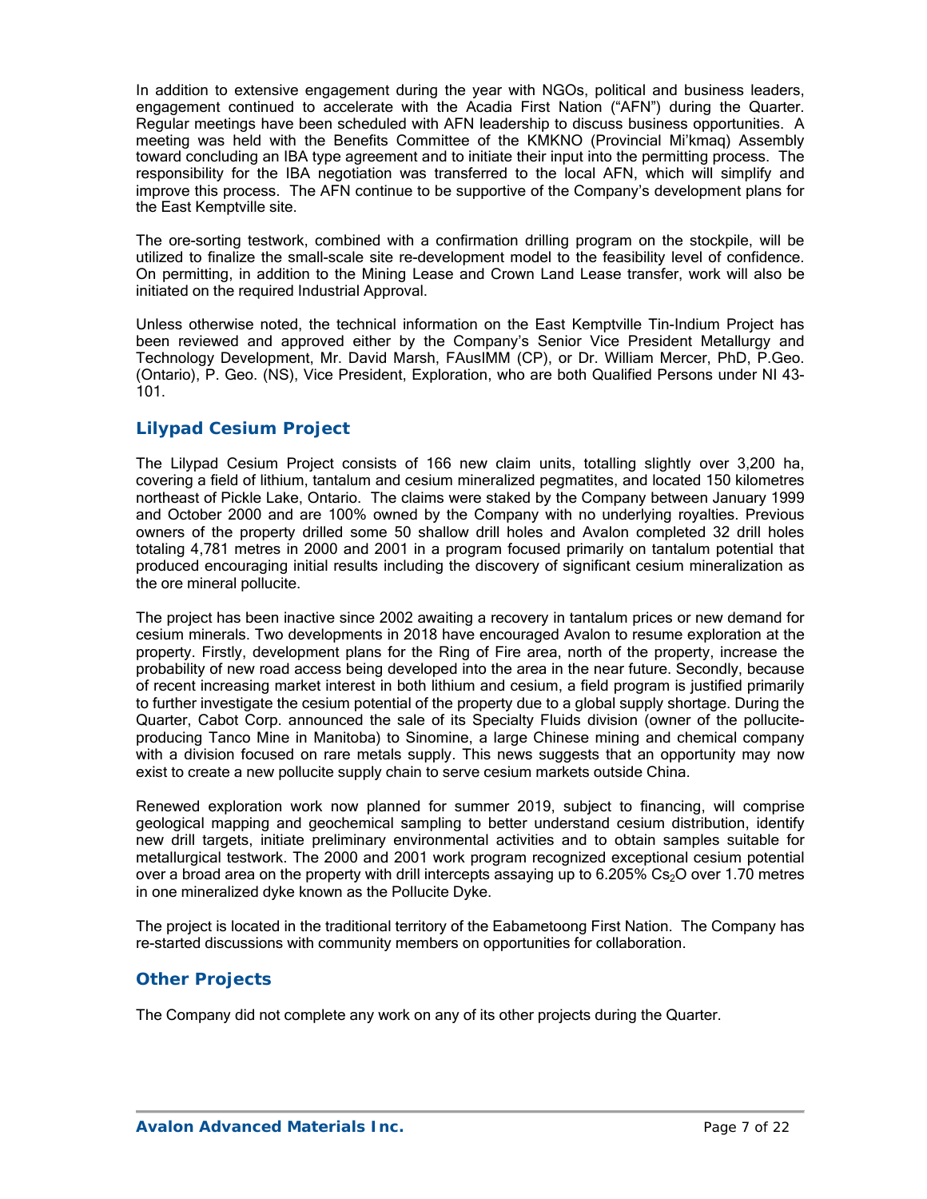In addition to extensive engagement during the year with NGOs, political and business leaders, engagement continued to accelerate with the Acadia First Nation ("AFN") during the Quarter. Regular meetings have been scheduled with AFN leadership to discuss business opportunities. A meeting was held with the Benefits Committee of the KMKNO (Provincial Mi'kmaq) Assembly toward concluding an IBA type agreement and to initiate their input into the permitting process. The responsibility for the IBA negotiation was transferred to the local AFN, which will simplify and improve this process. The AFN continue to be supportive of the Company's development plans for the East Kemptville site.

The ore-sorting testwork, combined with a confirmation drilling program on the stockpile, will be utilized to finalize the small-scale site re-development model to the feasibility level of confidence. On permitting, in addition to the Mining Lease and Crown Land Lease transfer, work will also be initiated on the required Industrial Approval.

Unless otherwise noted, the technical information on the East Kemptville Tin-Indium Project has been reviewed and approved either by the Company's Senior Vice President Metallurgy and Technology Development, Mr. David Marsh, FAusIMM (CP), or Dr. William Mercer, PhD, P.Geo. (Ontario), P. Geo. (NS), Vice President, Exploration, who are both Qualified Persons under NI 43-101.

## Lilypad Cesium Project

The Lilypad Cesium Project consists of 166 new claim units, totalling slightly over 3,200 ha, covering a field of lithium, tantalum and cesium mineralized pegmatites, and located 150 kilometres northeast of Pickle Lake, Ontario. The claims were staked by the Company between January 1999 and October 2000 and are 100% owned by the Company with no underlying royalties. Previous owners of the property drilled some 50 shallow drill holes and Avalon completed 32 drill holes totaling 4,781 metres in 2000 and 2001 in a program focused primarily on tantalum potential that produced encouraging initial results including the discovery of significant cesium mineralization as the ore mineral pollucite.

The project has been inactive since 2002 awaiting a recovery in tantalum prices or new demand for cesium minerals. Two developments in 2018 have encouraged Avalon to resume exploration at the property. Firstly, development plans for the Ring of Fire area, north of the property, increase the probability of new road access being developed into the area in the near future. Secondly, because of recent increasing market interest in both lithium and cesium, a field program is justified primarily to further investigate the cesium potential of the property due to a global supply shortage. During the Quarter, Cabot Corp. announced the sale of its Specialty Fluids division (owner of the pollucite-producing Tanco Mine in Manitoba) to Sinomine, a large Chinese mining and chemical company with a division focused on rare metals supply. This news suggests that an opportunity may now exist to create a new pollucite supply chain to serve cesium markets outside China.

Renewed exploration work now planned for summer 2019, subject to financing, will comprise geological mapping and geochemical sampling to better understand cesium distribution, identify new drill targets, initiate preliminary environmental activities and to obtain samples suitable for metallurgical testwork. The 2000 and 2001 work program recognized exceptional cesium potential over a broad area on the property with drill intercepts assaying up to 6.205% $Cs_2O$ over 1.70 metres in one mineralized dyke known as the Pollucite Dyke.

The project is located in the traditional territory of the Eabametoong First Nation. The Company has re-started discussions with community members on opportunities for collaboration.

## Other Projects

The Company did not complete any work on any of its other projects during the Quarter.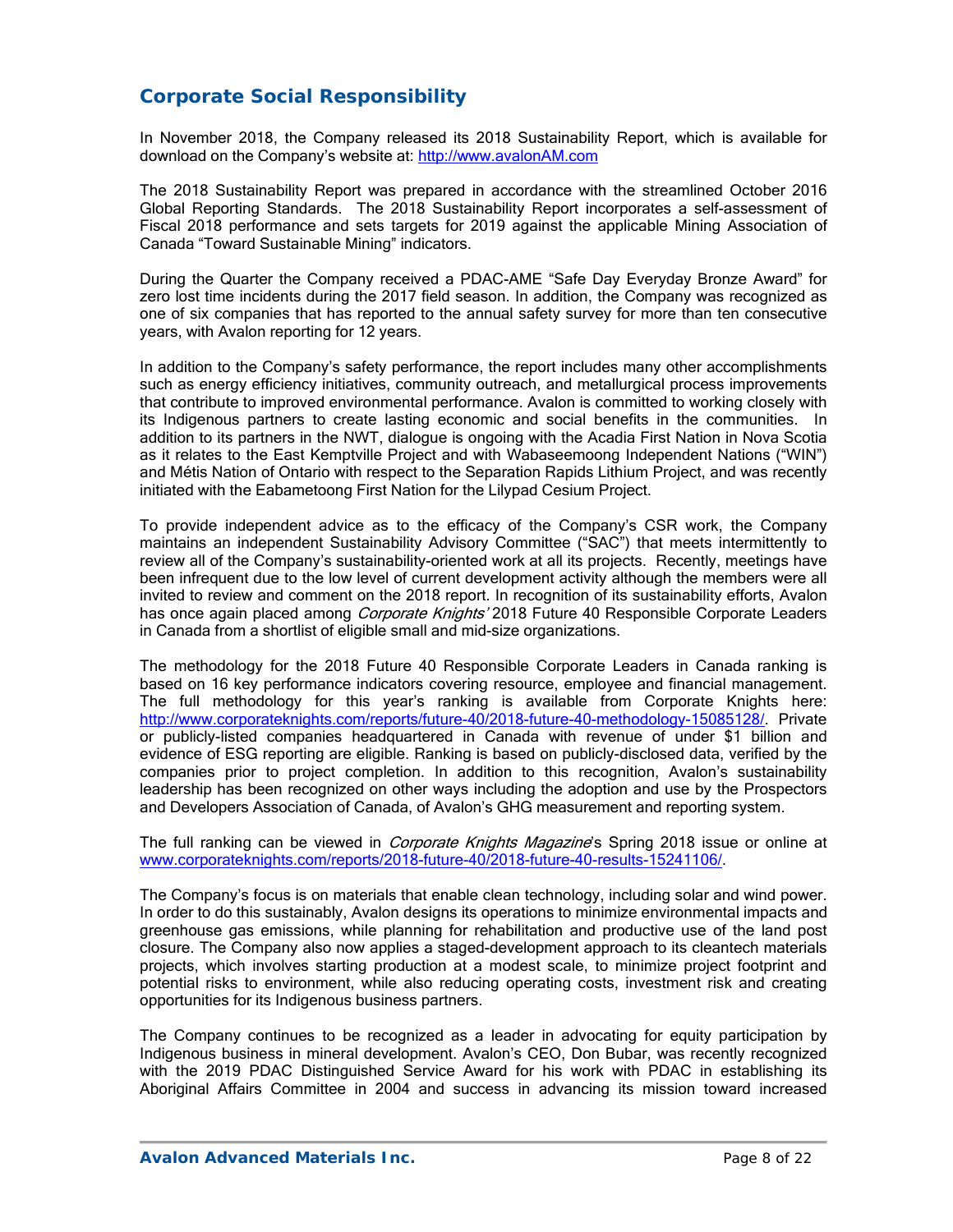## Corporate Social Responsibility

In November 2018, the Company released its 2018 Sustainability Report, which is available for download on the Company's website at: http://www.avalonAM.com

The 2018 Sustainability Report was prepared in accordance with the streamlined October 2016 Global Reporting Standards. The 2018 Sustainability Report incorporates a self-assessment of Fiscal 2018 performance and sets targets for 2019 against the applicable Mining Association of Canada "Toward Sustainable Mining" indicators.

During the Quarter the Company received a PDAC-AME "Safe Day Everyday Bronze Award" for zero lost time incidents during the 2017 field season. In addition, the Company was recognized as one of six companies that has reported to the annual safety survey for more than ten consecutive years, with Avalon reporting for 12 years.

In addition to the Company's safety performance, the report includes many other accomplishments such as energy efficiency initiatives, community outreach, and metallurgical process improvements that contribute to improved environmental performance. Avalon is committed to working closely with its Indigenous partners to create lasting economic and social benefits in the communities. In addition to its partners in the NWT, dialogue is ongoing with the Acadia First Nation in Nova Scotia as it relates to the East Kemptville Project and with Wabaseemoong Independent Nations ("WIN") and Métis Nation of Ontario with respect to the Separation Rapids Lithium Project, and was recently initiated with the Eabametoong First Nation for the Lilypad Cesium Project.

To provide independent advice as to the efficacy of the Company's CSR work, the Company maintains an independent Sustainability Advisory Committee ("SAC") that meets intermittently to review all of the Company's sustainability-oriented work at all its projects. Recently, meetings have been infrequent due to the low level of current development activity although the members were all invited to review and comment on the 2018 report. In recognition of its sustainability efforts, Avalon has once again placed among *Corporate Knights'* 2018 Future 40 Responsible Corporate Leaders in Canada from a shortlist of eligible small and mid-size organizations.

The methodology for the 2018 Future 40 Responsible Corporate Leaders in Canada ranking is based on 16 key performance indicators covering resource, employee and financial management. The full methodology for this year's ranking is available from Corporate Knights here: http://www.corporateknights.com/reports/future-40/2018-future-40-methodology-15085128/. Private or publicly-listed companies headquartered in Canada with revenue of under $1 billion and evidence of ESG reporting are eligible. Ranking is based on publicly-disclosed data, verified by the companies prior to project completion. In addition to this recognition, Avalon's sustainability leadership has been recognized on other ways including the adoption and use by the Prospectors and Developers Association of Canada, of Avalon's GHG measurement and reporting system.

The full ranking can be viewed in *Corporate Knights Magazine*'s Spring 2018 issue or online at www.corporateknights.com/reports/2018-future-40/2018-future-40-results-15241106/.

The Company's focus is on materials that enable clean technology, including solar and wind power. In order to do this sustainably, Avalon designs its operations to minimize environmental impacts and greenhouse gas emissions, while planning for rehabilitation and productive use of the land post closure. The Company also now applies a staged-development approach to its cleantech materials projects, which involves starting production at a modest scale, to minimize project footprint and potential risks to environment, while also reducing operating costs, investment risk and creating opportunities for its Indigenous business partners.

The Company continues to be recognized as a leader in advocating for equity participation by Indigenous business in mineral development. Avalon's CEO, Don Bubar, was recently recognized with the 2019 PDAC Distinguished Service Award for his work with PDAC in establishing its Aboriginal Affairs Committee in 2004 and success in advancing its mission toward increased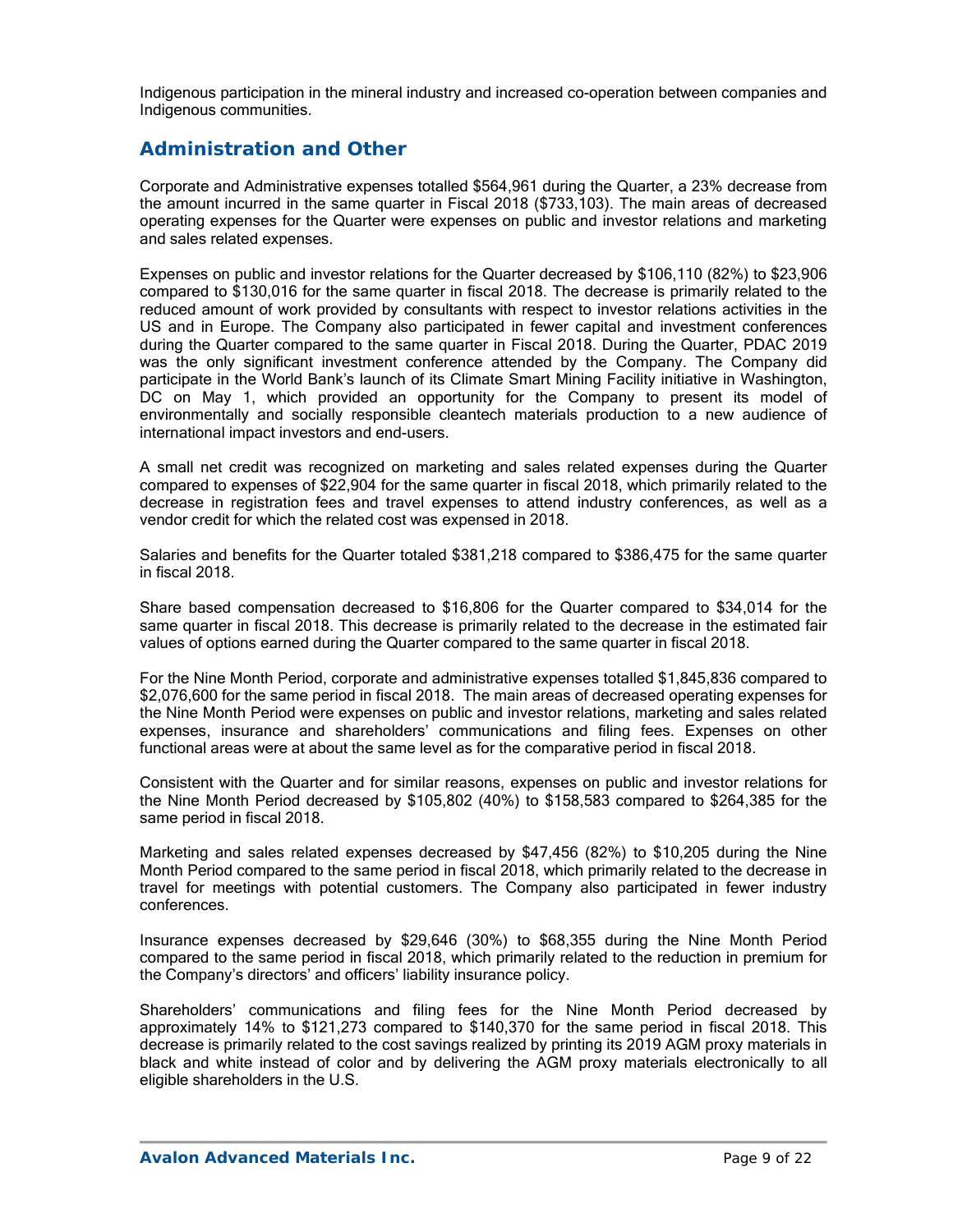Indigenous participation in the mineral industry and increased co-operation between companies and Indigenous communities.

## Administration and Other

Corporate and Administrative expenses totalled $564,961 during the Quarter, a 23% decrease from the amount incurred in the same quarter in Fiscal 2018 ($733,103). The main areas of decreased operating expenses for the Quarter were expenses on public and investor relations and marketing and sales related expenses.

Expenses on public and investor relations for the Quarter decreased by $106,110 (82%) to $23,906 compared to $130,016 for the same quarter in fiscal 2018. The decrease is primarily related to the reduced amount of work provided by consultants with respect to investor relations activities in the US and in Europe. The Company also participated in fewer capital and investment conferences during the Quarter compared to the same quarter in Fiscal 2018. During the Quarter, PDAC 2019 was the only significant investment conference attended by the Company. The Company did participate in the World Bank's launch of its Climate Smart Mining Facility initiative in Washington, DC on May 1, which provided an opportunity for the Company to present its model of environmentally and socially responsible cleantech materials production to a new audience of international impact investors and end-users.

A small net credit was recognized on marketing and sales related expenses during the Quarter compared to expenses of $22,904 for the same quarter in fiscal 2018, which primarily related to the decrease in registration fees and travel expenses to attend industry conferences, as well as a vendor credit for which the related cost was expensed in 2018.

Salaries and benefits for the Quarter totaled $381,218 compared to $386,475 for the same quarter in fiscal 2018.

Share based compensation decreased to $16,806 for the Quarter compared to $34,014 for the same quarter in fiscal 2018. This decrease is primarily related to the decrease in the estimated fair values of options earned during the Quarter compared to the same quarter in fiscal 2018.

For the Nine Month Period, corporate and administrative expenses totalled $1,845,836 compared to $2,076,600 for the same period in fiscal 2018. The main areas of decreased operating expenses for the Nine Month Period were expenses on public and investor relations, marketing and sales related expenses, insurance and shareholders' communications and filing fees. Expenses on other functional areas were at about the same level as for the comparative period in fiscal 2018.

Consistent with the Quarter and for similar reasons, expenses on public and investor relations for the Nine Month Period decreased by $105,802 (40%) to $158,583 compared to $264,385 for the same period in fiscal 2018.

Marketing and sales related expenses decreased by $47,456 (82%) to $10,205 during the Nine Month Period compared to the same period in fiscal 2018, which primarily related to the decrease in travel for meetings with potential customers. The Company also participated in fewer industry conferences.

Insurance expenses decreased by $29,646 (30%) to $68,355 during the Nine Month Period compared to the same period in fiscal 2018, which primarily related to the reduction in premium for the Company's directors' and officers' liability insurance policy.

Shareholders' communications and filing fees for the Nine Month Period decreased by approximately 14% to $121,273 compared to $140,370 for the same period in fiscal 2018. This decrease is primarily related to the cost savings realized by printing its 2019 AGM proxy materials in black and white instead of color and by delivering the AGM proxy materials electronically to all eligible shareholders in the U.S.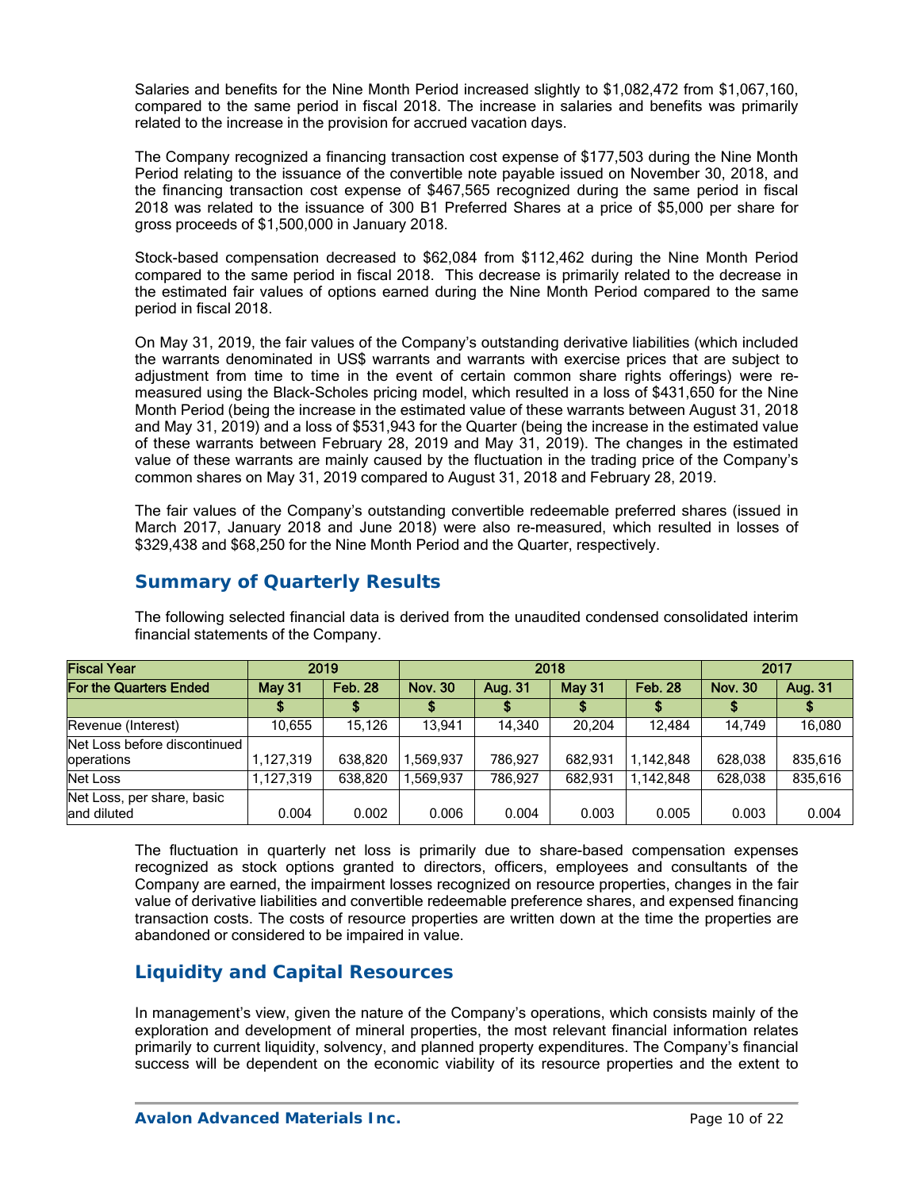Salaries and benefits for the Nine Month Period increased slightly to $1,082,472 from $1,067,160, compared to the same period in fiscal 2018. The increase in salaries and benefits was primarily related to the increase in the provision for accrued vacation days.

The Company recognized a financing transaction cost expense of $177,503 during the Nine Month Period relating to the issuance of the convertible note payable issued on November 30, 2018, and the financing transaction cost expense of $467,565 recognized during the same period in fiscal 2018 was related to the issuance of 300 B1 Preferred Shares at a price of $5,000 per share for gross proceeds of $1,500,000 in January 2018.

Stock-based compensation decreased to $62,084 from $112,462 during the Nine Month Period compared to the same period in fiscal 2018. This decrease is primarily related to the decrease in the estimated fair values of options earned during the Nine Month Period compared to the same period in fiscal 2018.

On May 31, 2019, the fair values of the Company's outstanding derivative liabilities (which included the warrants denominated in US$ warrants and warrants with exercise prices that are subject to adjustment from time to time in the event of certain common share rights offerings) were re-measured using the Black-Scholes pricing model, which resulted in a loss of $431,650 for the Nine Month Period (being the increase in the estimated value of these warrants between August 31, 2018 and May 31, 2019) and a loss of $531,943 for the Quarter (being the increase in the estimated value of these warrants between February 28, 2019 and May 31, 2019). The changes in the estimated value of these warrants are mainly caused by the fluctuation in the trading price of the Company's common shares on May 31, 2019 compared to August 31, 2018 and February 28, 2019.

The fair values of the Company's outstanding convertible redeemable preferred shares (issued in March 2017, January 2018 and June 2018) were also re-measured, which resulted in losses of $329,438 and $68,250 for the Nine Month Period and the Quarter, respectively.

## Summary of Quarterly Results

The following selected financial data is derived from the unaudited condensed consolidated interim financial statements of the Company.

| Fiscal Year | 2019 | | 2018 | | | | 2017 | |
|---|---|---|---|---|---|---|---|---|
| For the Quarters Ended | May 31 | Feb. 28 | Nov. 30 | Aug. 31 | May 31 | Feb. 28 | Nov. 30 | Aug. 31 |
| | $ | $ | $ | $ | $ | $ | $ | $ |
| Revenue (Interest) | 10,655 | 15,126 | 13,941 | 14,340 | 20,204 | 12,484 | 14,749 | 16,080 |
| Net Loss before discontinued operations | 1,127,319 | 638,820 | 1,569,937 | 786,927 | 682,931 | 1,142,848 | 628,038 | 835,616 |
| Net Loss | 1,127,319 | 638,820 | 1,569,937 | 786,927 | 682,931 | 1,142,848 | 628,038 | 835,616 |
| Net Loss, per share, basic and diluted | 0.004 | 0.002 | 0.006 | 0.004 | 0.003 | 0.005 | 0.003 | 0.004 |

The fluctuation in quarterly net loss is primarily due to share-based compensation expenses recognized as stock options granted to directors, officers, employees and consultants of the Company are earned, the impairment losses recognized on resource properties, changes in the fair value of derivative liabilities and convertible redeemable preference shares, and expensed financing transaction costs. The costs of resource properties are written down at the time the properties are abandoned or considered to be impaired in value.

## Liquidity and Capital Resources

In management's view, given the nature of the Company's operations, which consists mainly of the exploration and development of mineral properties, the most relevant financial information relates primarily to current liquidity, solvency, and planned property expenditures. The Company's financial success will be dependent on the economic viability of its resource properties and the extent to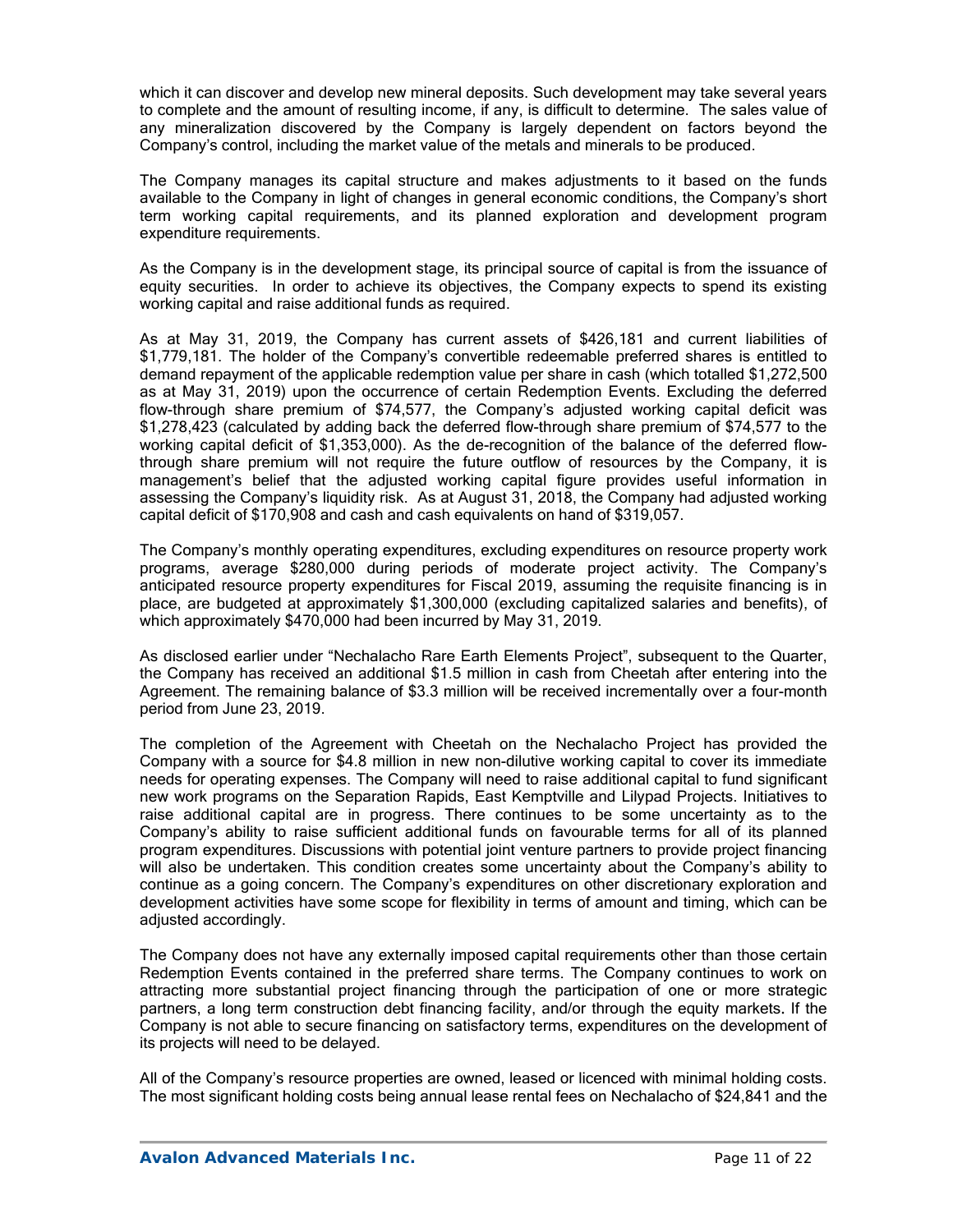which it can discover and develop new mineral deposits. Such development may take several years to complete and the amount of resulting income, if any, is difficult to determine. The sales value of any mineralization discovered by the Company is largely dependent on factors beyond the Company's control, including the market value of the metals and minerals to be produced.

The Company manages its capital structure and makes adjustments to it based on the funds available to the Company in light of changes in general economic conditions, the Company's short term working capital requirements, and its planned exploration and development program expenditure requirements.

As the Company is in the development stage, its principal source of capital is from the issuance of equity securities. In order to achieve its objectives, the Company expects to spend its existing working capital and raise additional funds as required.

As at May 31, 2019, the Company has current assets of $426,181 and current liabilities of $1,779,181. The holder of the Company's convertible redeemable preferred shares is entitled to demand repayment of the applicable redemption value per share in cash (which totalled $1,272,500 as at May 31, 2019) upon the occurrence of certain Redemption Events. Excluding the deferred flow-through share premium of $74,577, the Company's adjusted working capital deficit was $1,278,423 (calculated by adding back the deferred flow-through share premium of $74,577 to the working capital deficit of $1,353,000). As the de-recognition of the balance of the deferred flow-through share premium will not require the future outflow of resources by the Company, it is management's belief that the adjusted working capital figure provides useful information in assessing the Company's liquidity risk. As at August 31, 2018, the Company had adjusted working capital deficit of $170,908 and cash and cash equivalents on hand of $319,057.

The Company's monthly operating expenditures, excluding expenditures on resource property work programs, average $280,000 during periods of moderate project activity. The Company's anticipated resource property expenditures for Fiscal 2019, assuming the requisite financing is in place, are budgeted at approximately $1,300,000 (excluding capitalized salaries and benefits), of which approximately $470,000 had been incurred by May 31, 2019.

As disclosed earlier under "Nechalacho Rare Earth Elements Project", subsequent to the Quarter, the Company has received an additional $1.5 million in cash from Cheetah after entering into the Agreement. The remaining balance of $3.3 million will be received incrementally over a four-month period from June 23, 2019.

The completion of the Agreement with Cheetah on the Nechalacho Project has provided the Company with a source for $4.8 million in new non-dilutive working capital to cover its immediate needs for operating expenses. The Company will need to raise additional capital to fund significant new work programs on the Separation Rapids, East Kemptville and Lilypad Projects. Initiatives to raise additional capital are in progress. There continues to be some uncertainty as to the Company's ability to raise sufficient additional funds on favourable terms for all of its planned program expenditures. Discussions with potential joint venture partners to provide project financing will also be undertaken. This condition creates some uncertainty about the Company's ability to continue as a going concern. The Company's expenditures on other discretionary exploration and development activities have some scope for flexibility in terms of amount and timing, which can be adjusted accordingly.

The Company does not have any externally imposed capital requirements other than those certain Redemption Events contained in the preferred share terms. The Company continues to work on attracting more substantial project financing through the participation of one or more strategic partners, a long term construction debt financing facility, and/or through the equity markets. If the Company is not able to secure financing on satisfactory terms, expenditures on the development of its projects will need to be delayed.

All of the Company's resource properties are owned, leased or licenced with minimal holding costs. The most significant holding costs being annual lease rental fees on Nechalacho of $24,841 and the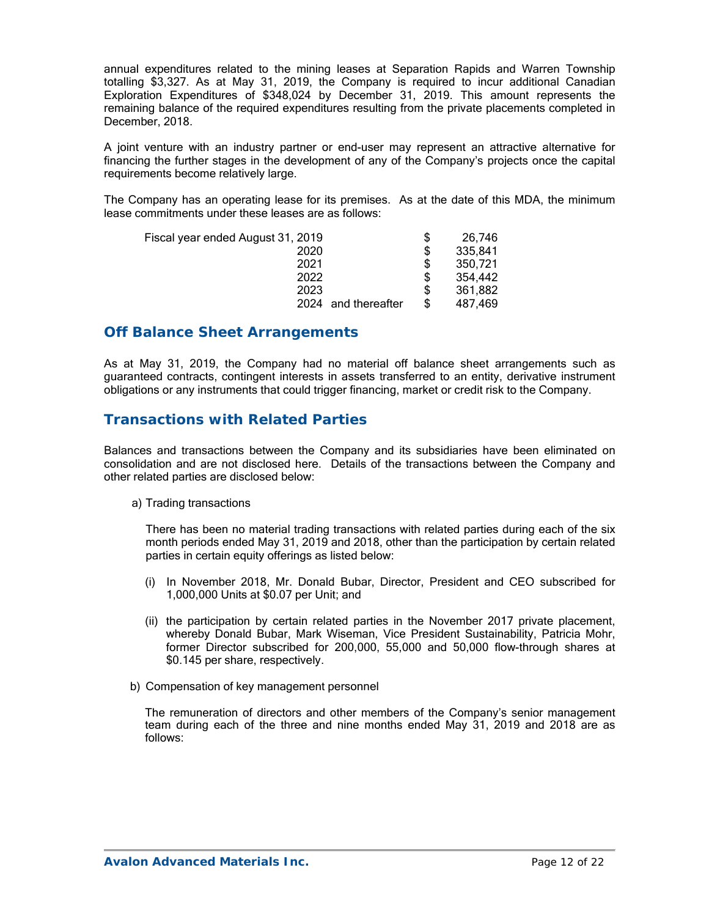annual expenditures related to the mining leases at Separation Rapids and Warren Township totalling $3,327. As at May 31, 2019, the Company is required to incur additional Canadian Exploration Expenditures of $348,024 by December 31, 2019. This amount represents the remaining balance of the required expenditures resulting from the private placements completed in December, 2018.

A joint venture with an industry partner or end-user may represent an attractive alternative for financing the further stages in the development of any of the Company's projects once the capital requirements become relatively large.

The Company has an operating lease for its premises. As at the date of this MDA, the minimum lease commitments under these leases are as follows:

| | | |
|---|---|---|
| Fiscal year ended August 31, 2019 | $ | 26,746 |
| 2020 | $ | 335,841 |
| 2021 | $ | 350,721 |
| 2022 | $ | 354,442 |
| 2023 | $ | 361,882 |
| 2024 and thereafter | $ | 487,469 |

## Off Balance Sheet Arrangements

As at May 31, 2019, the Company had no material off balance sheet arrangements such as guaranteed contracts, contingent interests in assets transferred to an entity, derivative instrument obligations or any instruments that could trigger financing, market or credit risk to the Company.

## Transactions with Related Parties

Balances and transactions between the Company and its subsidiaries have been eliminated on consolidation and are not disclosed here. Details of the transactions between the Company and other related parties are disclosed below:

a) Trading transactions

There has been no material trading transactions with related parties during each of the six month periods ended May 31, 2019 and 2018, other than the participation by certain related parties in certain equity offerings as listed below:

(i) In November 2018, Mr. Donald Bubar, Director, President and CEO subscribed for 1,000,000 Units at $0.07 per Unit; and

(ii) the participation by certain related parties in the November 2017 private placement, whereby Donald Bubar, Mark Wiseman, Vice President Sustainability, Patricia Mohr, former Director subscribed for 200,000, 55,000 and 50,000 flow-through shares at $0.145 per share, respectively.

b) Compensation of key management personnel

The remuneration of directors and other members of the Company's senior management team during each of the three and nine months ended May 31, 2019 and 2018 are as follows: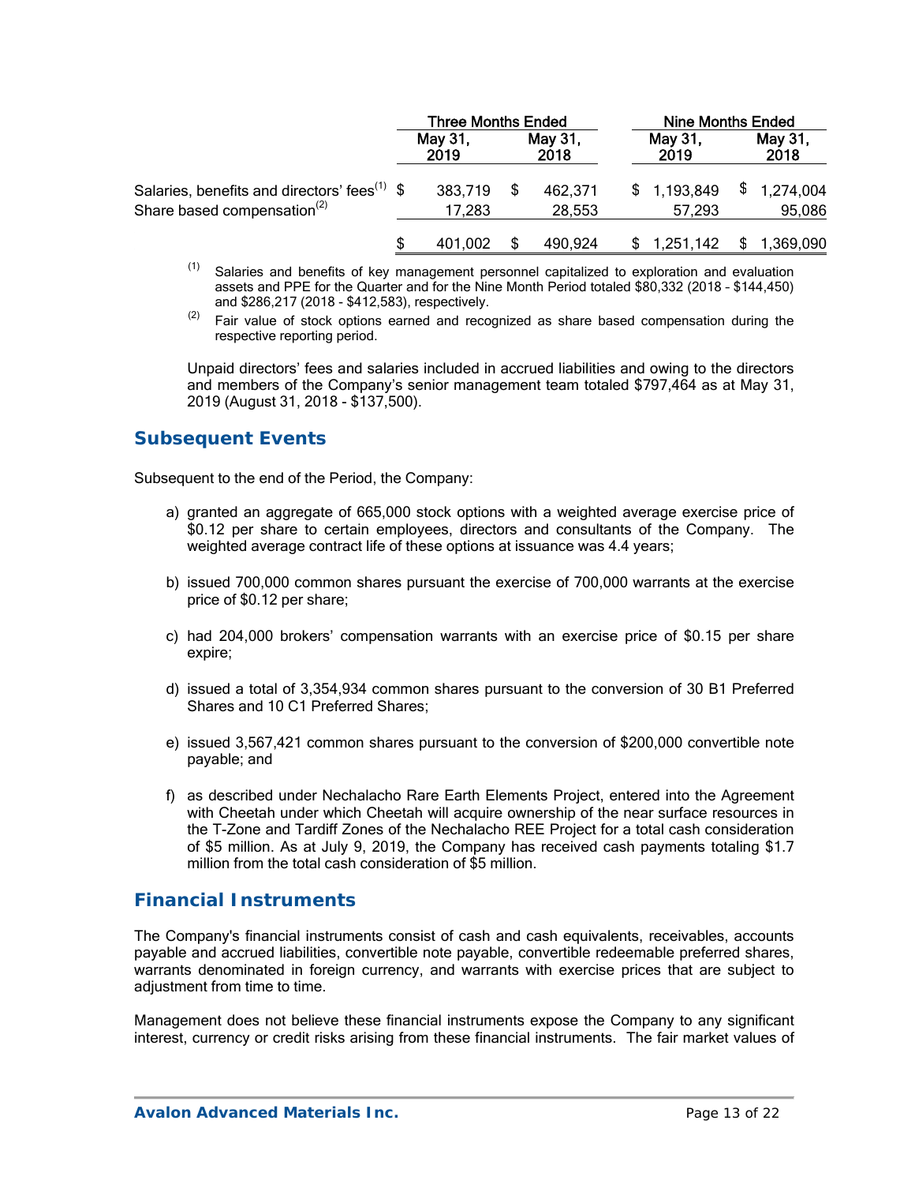| | Three Months Ended | | Nine Months Ended | |
|---|---|---|---|---|
| | May 31, 2019 | May 31, 2018 | May 31, 2019 | May 31, 2018 |
| Salaries, benefits and directors' fees[(1)] | $ 383,719 | $ 462,371 | $ 1,193,849 | $ 1,274,004 |
| Share based compensation[(2)] | 17,283 | 28,553 | 57,293 | 95,086 |
| | $ 401,002 | $ 490,924 | $ 1,251,142 | $ 1,369,090 |

(1) Salaries and benefits of key management personnel capitalized to exploration and evaluation assets and PPE for the Quarter and for the Nine Month Period totaled $80,332 (2018 – $144,450) and $286,217 (2018 - $412,583), respectively.

(2) Fair value of stock options earned and recognized as share based compensation during the respective reporting period.

Unpaid directors' fees and salaries included in accrued liabilities and owing to the directors and members of the Company's senior management team totaled $797,464 as at May 31, 2019 (August 31, 2018 - $137,500).

## Subsequent Events

Subsequent to the end of the Period, the Company:

a) granted an aggregate of 665,000 stock options with a weighted average exercise price of $0.12 per share to certain employees, directors and consultants of the Company. The weighted average contract life of these options at issuance was 4.4 years;

b) issued 700,000 common shares pursuant the exercise of 700,000 warrants at the exercise price of $0.12 per share;

c) had 204,000 brokers' compensation warrants with an exercise price of $0.15 per share expire;

d) issued a total of 3,354,934 common shares pursuant to the conversion of 30 B1 Preferred Shares and 10 C1 Preferred Shares;

e) issued 3,567,421 common shares pursuant to the conversion of $200,000 convertible note payable; and

f) as described under Nechalacho Rare Earth Elements Project, entered into the Agreement with Cheetah under which Cheetah will acquire ownership of the near surface resources in the T-Zone and Tardiff Zones of the Nechalacho REE Project for a total cash consideration of $5 million. As at July 9, 2019, the Company has received cash payments totaling $1.7 million from the total cash consideration of $5 million.

## Financial Instruments

The Company's financial instruments consist of cash and cash equivalents, receivables, accounts payable and accrued liabilities, convertible note payable, convertible redeemable preferred shares, warrants denominated in foreign currency, and warrants with exercise prices that are subject to adjustment from time to time.

Management does not believe these financial instruments expose the Company to any significant interest, currency or credit risks arising from these financial instruments. The fair market values of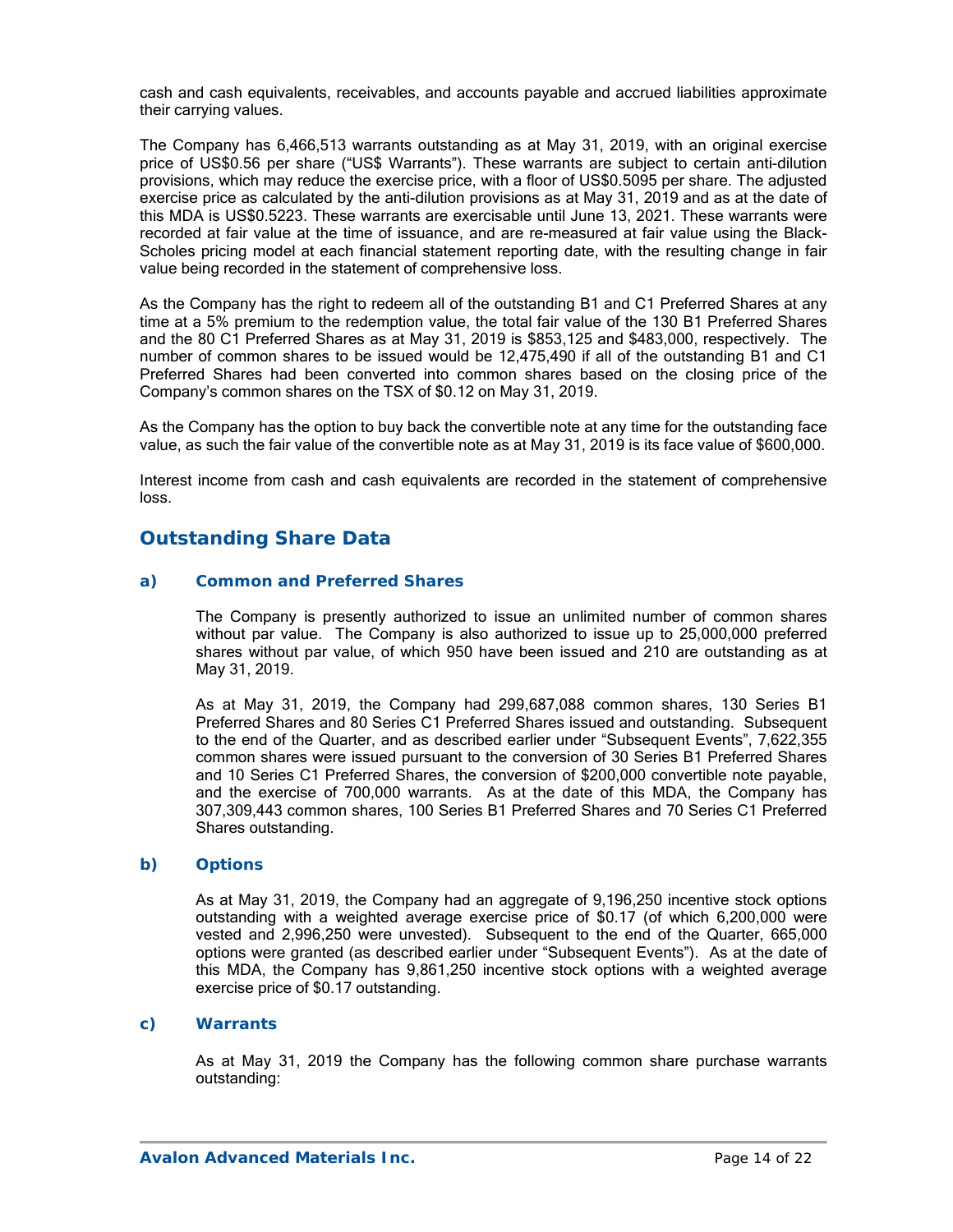cash and cash equivalents, receivables, and accounts payable and accrued liabilities approximate their carrying values.

The Company has 6,466,513 warrants outstanding as at May 31, 2019, with an original exercise price of US$0.56 per share ("US$ Warrants"). These warrants are subject to certain anti-dilution provisions, which may reduce the exercise price, with a floor of US$0.5095 per share. The adjusted exercise price as calculated by the anti-dilution provisions as at May 31, 2019 and as at the date of this MDA is US$0.5223. These warrants are exercisable until June 13, 2021. These warrants were recorded at fair value at the time of issuance, and are re-measured at fair value using the Black-Scholes pricing model at each financial statement reporting date, with the resulting change in fair value being recorded in the statement of comprehensive loss.

As the Company has the right to redeem all of the outstanding B1 and C1 Preferred Shares at any time at a 5% premium to the redemption value, the total fair value of the 130 B1 Preferred Shares and the 80 C1 Preferred Shares as at May 31, 2019 is $853,125 and $483,000, respectively. The number of common shares to be issued would be 12,475,490 if all of the outstanding B1 and C1 Preferred Shares had been converted into common shares based on the closing price of the Company's common shares on the TSX of $0.12 on May 31, 2019.

As the Company has the option to buy back the convertible note at any time for the outstanding face value, as such the fair value of the convertible note as at May 31, 2019 is its face value of $600,000.

Interest income from cash and cash equivalents are recorded in the statement of comprehensive loss.

## Outstanding Share Data

### a) Common and Preferred Shares

The Company is presently authorized to issue an unlimited number of common shares without par value. The Company is also authorized to issue up to 25,000,000 preferred shares without par value, of which 950 have been issued and 210 are outstanding as at May 31, 2019.

As at May 31, 2019, the Company had 299,687,088 common shares, 130 Series B1 Preferred Shares and 80 Series C1 Preferred Shares issued and outstanding. Subsequent to the end of the Quarter, and as described earlier under "Subsequent Events", 7,622,355 common shares were issued pursuant to the conversion of 30 Series B1 Preferred Shares and 10 Series C1 Preferred Shares, the conversion of $200,000 convertible note payable, and the exercise of 700,000 warrants. As at the date of this MDA, the Company has 307,309,443 common shares, 100 Series B1 Preferred Shares and 70 Series C1 Preferred Shares outstanding.

### b) Options

As at May 31, 2019, the Company had an aggregate of 9,196,250 incentive stock options outstanding with a weighted average exercise price of $0.17 (of which 6,200,000 were vested and 2,996,250 were unvested). Subsequent to the end of the Quarter, 665,000 options were granted (as described earlier under "Subsequent Events"). As at the date of this MDA, the Company has 9,861,250 incentive stock options with a weighted average exercise price of $0.17 outstanding.

### c) Warrants

As at May 31, 2019 the Company has the following common share purchase warrants outstanding: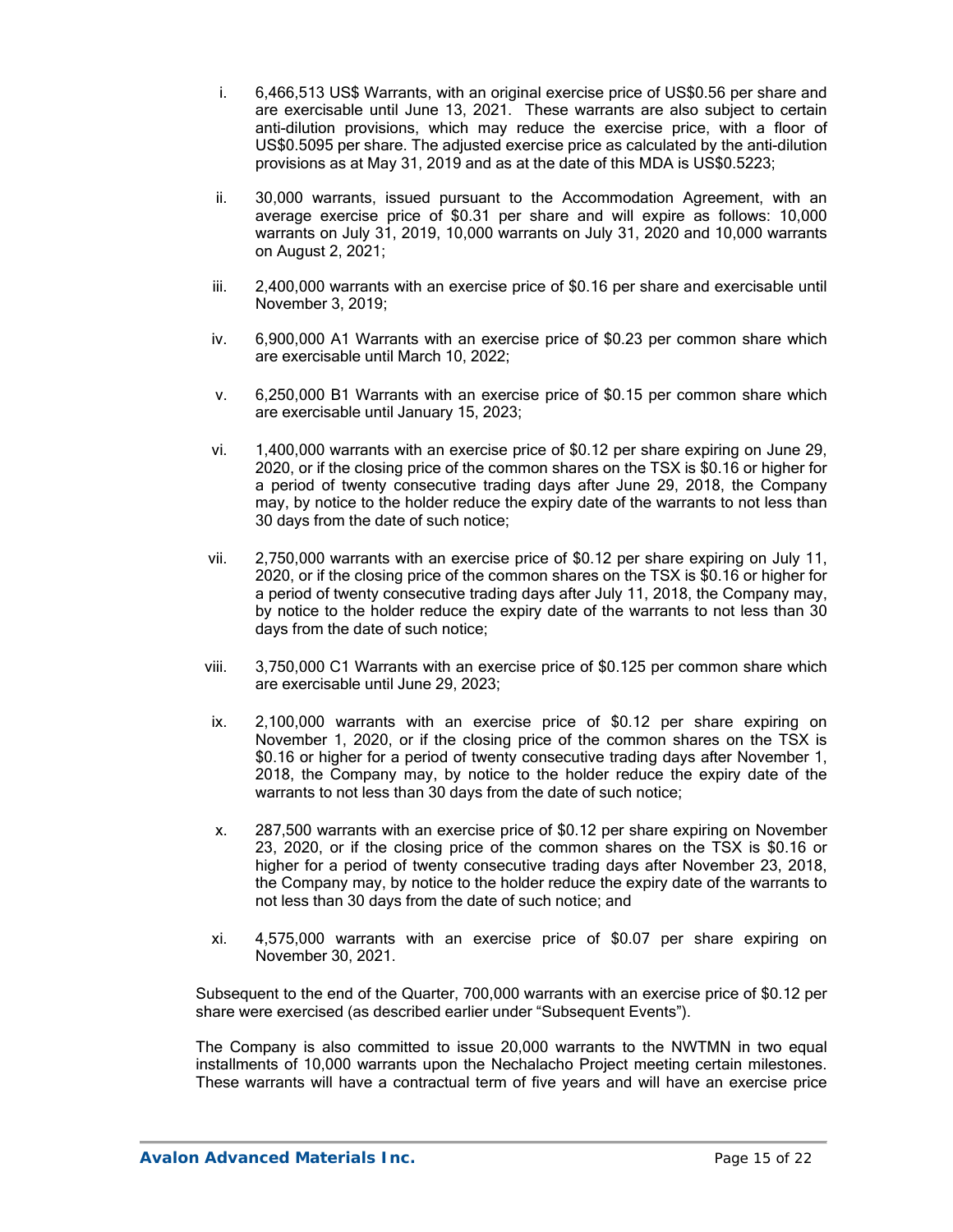i. 6,466,513 US$ Warrants, with an original exercise price of US$0.56 per share and are exercisable until June 13, 2021. These warrants are also subject to certain anti-dilution provisions, which may reduce the exercise price, with a floor of US$0.5095 per share. The adjusted exercise price as calculated by the anti-dilution provisions as at May 31, 2019 and as at the date of this MDA is US$0.5223;

ii. 30,000 warrants, issued pursuant to the Accommodation Agreement, with an average exercise price of $0.31 per share and will expire as follows: 10,000 warrants on July 31, 2019, 10,000 warrants on July 31, 2020 and 10,000 warrants on August 2, 2021;

iii. 2,400,000 warrants with an exercise price of $0.16 per share and exercisable until November 3, 2019;

iv. 6,900,000 A1 Warrants with an exercise price of $0.23 per common share which are exercisable until March 10, 2022;

v. 6,250,000 B1 Warrants with an exercise price of $0.15 per common share which are exercisable until January 15, 2023;

vi. 1,400,000 warrants with an exercise price of $0.12 per share expiring on June 29, 2020, or if the closing price of the common shares on the TSX is $0.16 or higher for a period of twenty consecutive trading days after June 29, 2018, the Company may, by notice to the holder reduce the expiry date of the warrants to not less than 30 days from the date of such notice;

vii. 2,750,000 warrants with an exercise price of $0.12 per share expiring on July 11, 2020, or if the closing price of the common shares on the TSX is $0.16 or higher for a period of twenty consecutive trading days after July 11, 2018, the Company may, by notice to the holder reduce the expiry date of the warrants to not less than 30 days from the date of such notice;

viii. 3,750,000 C1 Warrants with an exercise price of $0.125 per common share which are exercisable until June 29, 2023;

ix. 2,100,000 warrants with an exercise price of $0.12 per share expiring on November 1, 2020, or if the closing price of the common shares on the TSX is $0.16 or higher for a period of twenty consecutive trading days after November 1, 2018, the Company may, by notice to the holder reduce the expiry date of the warrants to not less than 30 days from the date of such notice;

x. 287,500 warrants with an exercise price of $0.12 per share expiring on November 23, 2020, or if the closing price of the common shares on the TSX is $0.16 or higher for a period of twenty consecutive trading days after November 23, 2018, the Company may, by notice to the holder reduce the expiry date of the warrants to not less than 30 days from the date of such notice; and

xi. 4,575,000 warrants with an exercise price of $0.07 per share expiring on November 30, 2021.

Subsequent to the end of the Quarter, 700,000 warrants with an exercise price of $0.12 per share were exercised (as described earlier under "Subsequent Events").

The Company is also committed to issue 20,000 warrants to the NWTMN in two equal installments of 10,000 warrants upon the Nechalacho Project meeting certain milestones. These warrants will have a contractual term of five years and will have an exercise price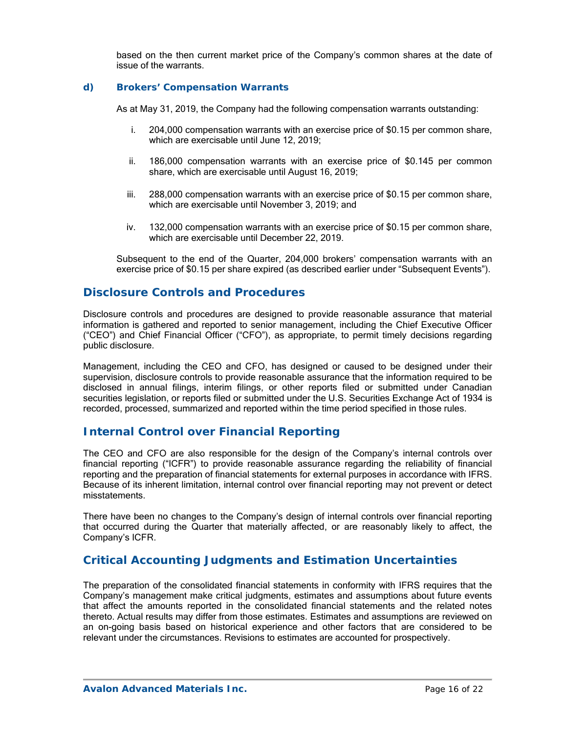based on the then current market price of the Company's common shares at the date of issue of the warrants.

### d) Brokers' Compensation Warrants

As at May 31, 2019, the Company had the following compensation warrants outstanding:

i. 204,000 compensation warrants with an exercise price of $0.15 per common share, which are exercisable until June 12, 2019;

ii. 186,000 compensation warrants with an exercise price of $0.145 per common share, which are exercisable until August 16, 2019;

iii. 288,000 compensation warrants with an exercise price of $0.15 per common share, which are exercisable until November 3, 2019; and

iv. 132,000 compensation warrants with an exercise price of $0.15 per common share, which are exercisable until December 22, 2019.

Subsequent to the end of the Quarter, 204,000 brokers' compensation warrants with an exercise price of $0.15 per share expired (as described earlier under "Subsequent Events").

## Disclosure Controls and Procedures

Disclosure controls and procedures are designed to provide reasonable assurance that material information is gathered and reported to senior management, including the Chief Executive Officer ("CEO") and Chief Financial Officer ("CFO"), as appropriate, to permit timely decisions regarding public disclosure.

Management, including the CEO and CFO, has designed or caused to be designed under their supervision, disclosure controls to provide reasonable assurance that the information required to be disclosed in annual filings, interim filings, or other reports filed or submitted under Canadian securities legislation, or reports filed or submitted under the U.S. Securities Exchange Act of 1934 is recorded, processed, summarized and reported within the time period specified in those rules.

## Internal Control over Financial Reporting

The CEO and CFO are also responsible for the design of the Company's internal controls over financial reporting ("ICFR") to provide reasonable assurance regarding the reliability of financial reporting and the preparation of financial statements for external purposes in accordance with IFRS. Because of its inherent limitation, internal control over financial reporting may not prevent or detect misstatements.

There have been no changes to the Company's design of internal controls over financial reporting that occurred during the Quarter that materially affected, or are reasonably likely to affect, the Company's ICFR.

## Critical Accounting Judgments and Estimation Uncertainties

The preparation of the consolidated financial statements in conformity with IFRS requires that the Company's management make critical judgments, estimates and assumptions about future events that affect the amounts reported in the consolidated financial statements and the related notes thereto. Actual results may differ from those estimates. Estimates and assumptions are reviewed on an on-going basis based on historical experience and other factors that are considered to be relevant under the circumstances. Revisions to estimates are accounted for prospectively.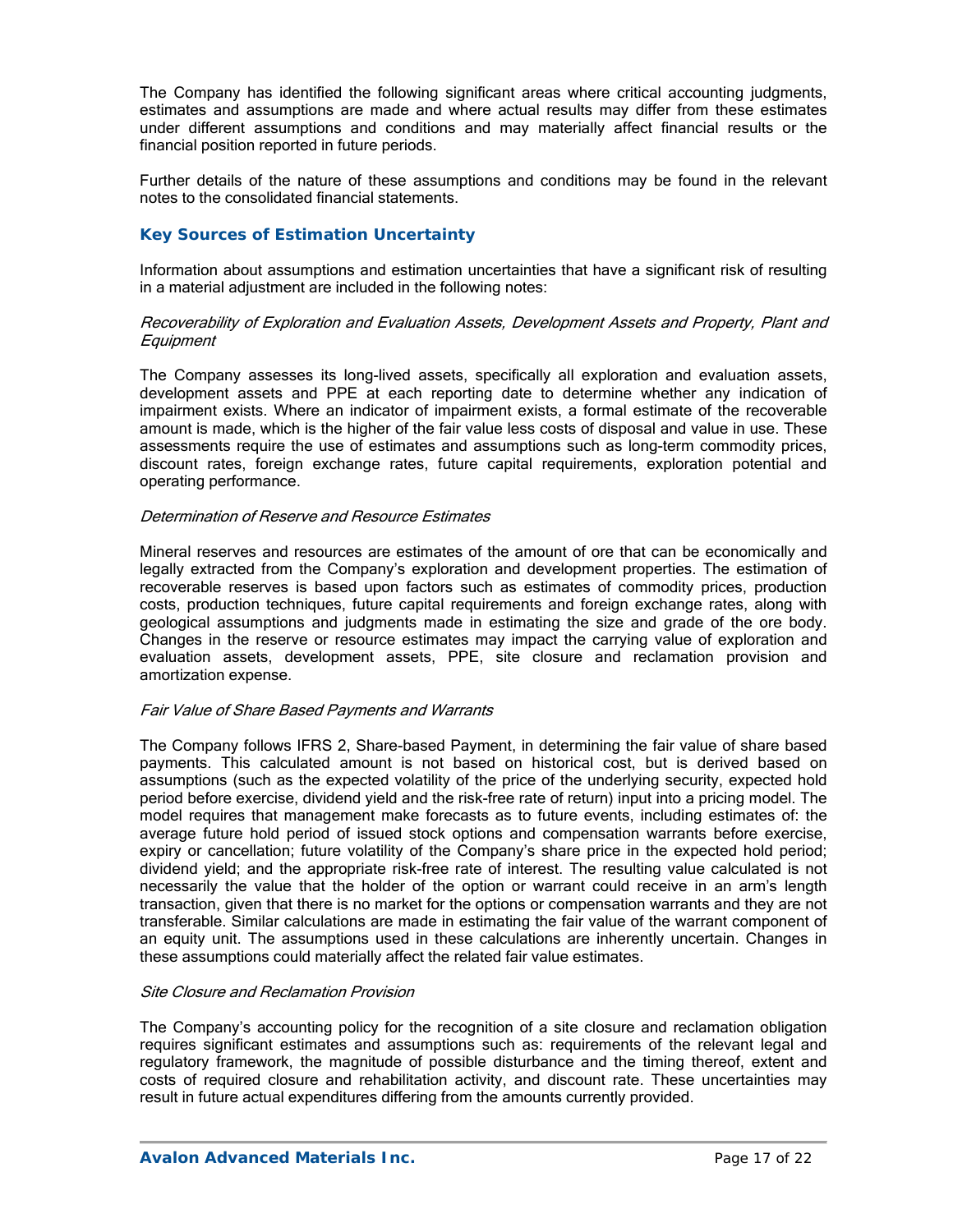The Company has identified the following significant areas where critical accounting judgments, estimates and assumptions are made and where actual results may differ from these estimates under different assumptions and conditions and may materially affect financial results or the financial position reported in future periods.

Further details of the nature of these assumptions and conditions may be found in the relevant notes to the consolidated financial statements.

### Key Sources of Estimation Uncertainty

Information about assumptions and estimation uncertainties that have a significant risk of resulting in a material adjustment are included in the following notes:

*Recoverability of Exploration and Evaluation Assets, Development Assets and Property, Plant and Equipment*

The Company assesses its long-lived assets, specifically all exploration and evaluation assets, development assets and PPE at each reporting date to determine whether any indication of impairment exists. Where an indicator of impairment exists, a formal estimate of the recoverable amount is made, which is the higher of the fair value less costs of disposal and value in use. These assessments require the use of estimates and assumptions such as long-term commodity prices, discount rates, foreign exchange rates, future capital requirements, exploration potential and operating performance.

*Determination of Reserve and Resource Estimates*

Mineral reserves and resources are estimates of the amount of ore that can be economically and legally extracted from the Company's exploration and development properties. The estimation of recoverable reserves is based upon factors such as estimates of commodity prices, production costs, production techniques, future capital requirements and foreign exchange rates, along with geological assumptions and judgments made in estimating the size and grade of the ore body. Changes in the reserve or resource estimates may impact the carrying value of exploration and evaluation assets, development assets, PPE, site closure and reclamation provision and amortization expense.

*Fair Value of Share Based Payments and Warrants*

The Company follows IFRS 2, Share-based Payment, in determining the fair value of share based payments. This calculated amount is not based on historical cost, but is derived based on assumptions (such as the expected volatility of the price of the underlying security, expected hold period before exercise, dividend yield and the risk-free rate of return) input into a pricing model. The model requires that management make forecasts as to future events, including estimates of: the average future hold period of issued stock options and compensation warrants before exercise, expiry or cancellation; future volatility of the Company's share price in the expected hold period; dividend yield; and the appropriate risk-free rate of interest. The resulting value calculated is not necessarily the value that the holder of the option or warrant could receive in an arm's length transaction, given that there is no market for the options or compensation warrants and they are not transferable. Similar calculations are made in estimating the fair value of the warrant component of an equity unit. The assumptions used in these calculations are inherently uncertain. Changes in these assumptions could materially affect the related fair value estimates.

*Site Closure and Reclamation Provision*

The Company's accounting policy for the recognition of a site closure and reclamation obligation requires significant estimates and assumptions such as: requirements of the relevant legal and regulatory framework, the magnitude of possible disturbance and the timing thereof, extent and costs of required closure and rehabilitation activity, and discount rate. These uncertainties may result in future actual expenditures differing from the amounts currently provided.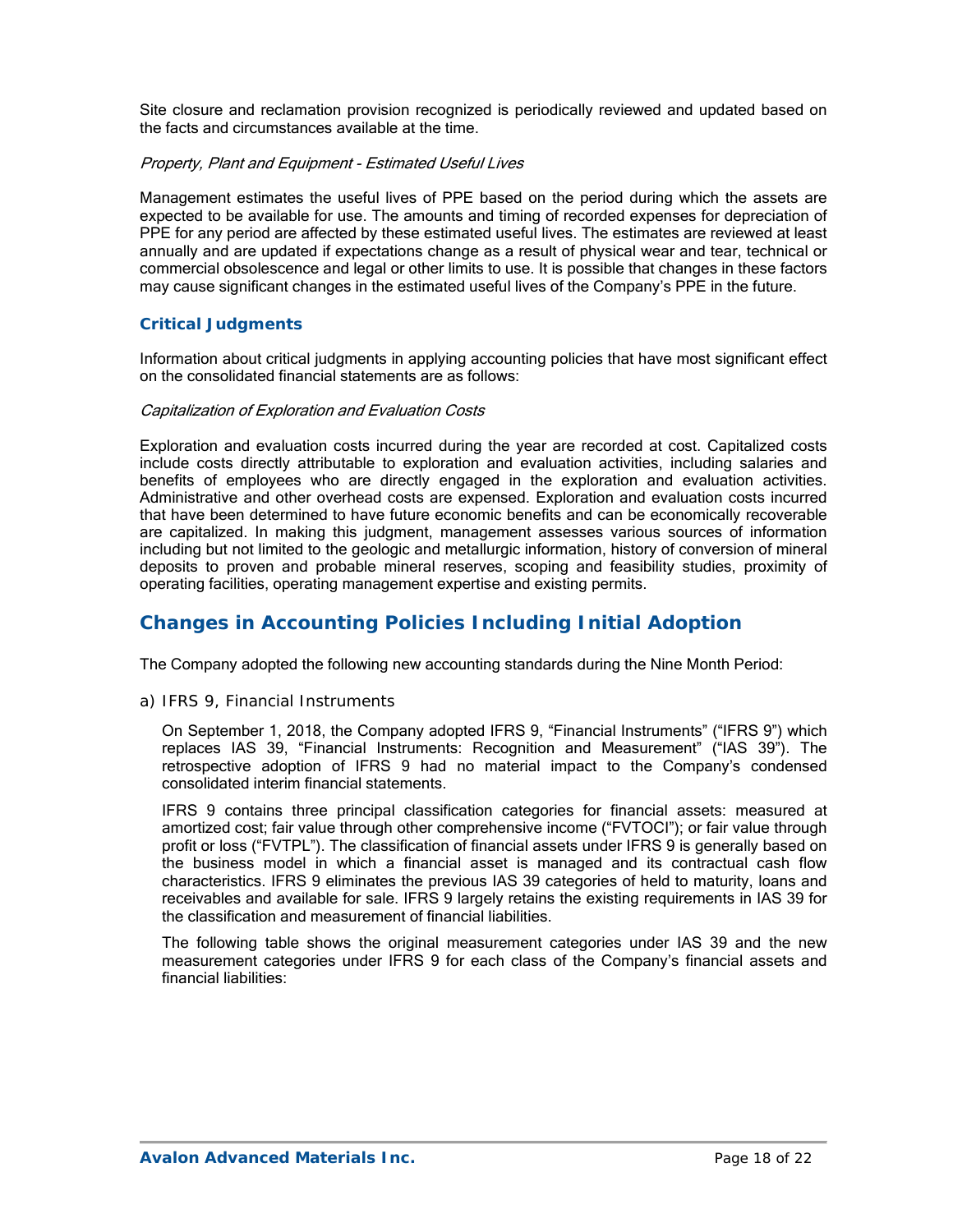Site closure and reclamation provision recognized is periodically reviewed and updated based on the facts and circumstances available at the time.

*Property, Plant and Equipment - Estimated Useful Lives*

Management estimates the useful lives of PPE based on the period during which the assets are expected to be available for use. The amounts and timing of recorded expenses for depreciation of PPE for any period are affected by these estimated useful lives. The estimates are reviewed at least annually and are updated if expectations change as a result of physical wear and tear, technical or commercial obsolescence and legal or other limits to use. It is possible that changes in these factors may cause significant changes in the estimated useful lives of the Company's PPE in the future.

### Critical Judgments

Information about critical judgments in applying accounting policies that have most significant effect on the consolidated financial statements are as follows:

*Capitalization of Exploration and Evaluation Costs*

Exploration and evaluation costs incurred during the year are recorded at cost. Capitalized costs include costs directly attributable to exploration and evaluation activities, including salaries and benefits of employees who are directly engaged in the exploration and evaluation activities. Administrative and other overhead costs are expensed. Exploration and evaluation costs incurred that have been determined to have future economic benefits and can be economically recoverable are capitalized. In making this judgment, management assesses various sources of information including but not limited to the geologic and metallurgic information, history of conversion of mineral deposits to proven and probable mineral reserves, scoping and feasibility studies, proximity of operating facilities, operating management expertise and existing permits.

## Changes in Accounting Policies Including Initial Adoption

The Company adopted the following new accounting standards during the Nine Month Period:

a) IFRS 9, Financial Instruments

On September 1, 2018, the Company adopted IFRS 9, "Financial Instruments" ("IFRS 9") which replaces IAS 39, "Financial Instruments: Recognition and Measurement" ("IAS 39"). The retrospective adoption of IFRS 9 had no material impact to the Company's condensed consolidated interim financial statements.

IFRS 9 contains three principal classification categories for financial assets: measured at amortized cost; fair value through other comprehensive income ("FVTOCI"); or fair value through profit or loss ("FVTPL"). The classification of financial assets under IFRS 9 is generally based on the business model in which a financial asset is managed and its contractual cash flow characteristics. IFRS 9 eliminates the previous IAS 39 categories of held to maturity, loans and receivables and available for sale. IFRS 9 largely retains the existing requirements in IAS 39 for the classification and measurement of financial liabilities.

The following table shows the original measurement categories under IAS 39 and the new measurement categories under IFRS 9 for each class of the Company's financial assets and financial liabilities: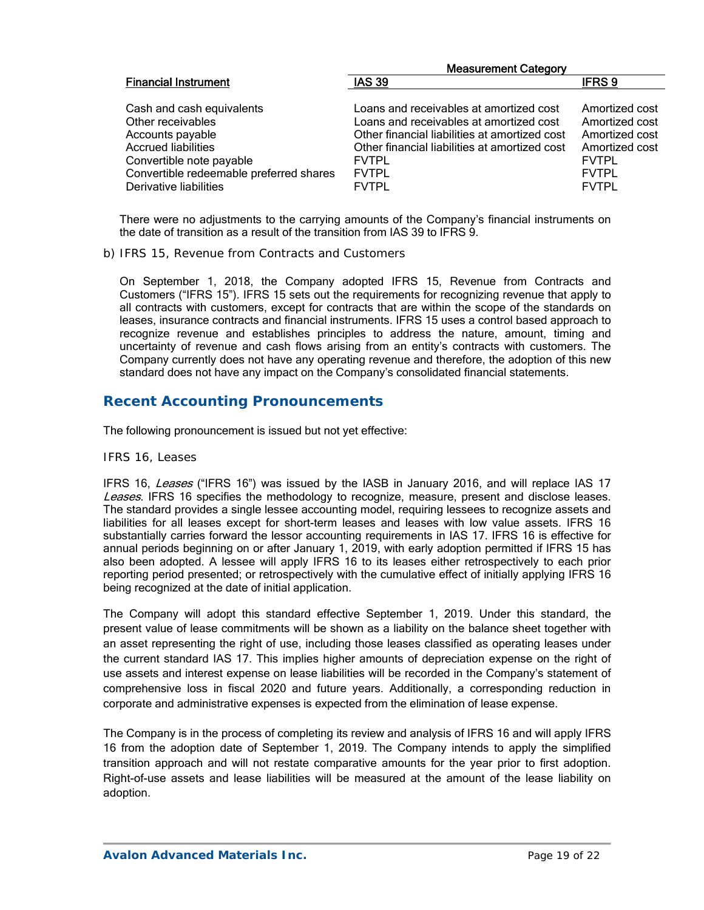| Financial Instrument | Measurement Category | |
|---|---|---|
| | IAS 39 | IFRS 9 |
| Cash and cash equivalents | Loans and receivables at amortized cost | Amortized cost |
| Other receivables | Loans and receivables at amortized cost | Amortized cost |
| Accounts payable | Other financial liabilities at amortized cost | Amortized cost |
| Accrued liabilities | Other financial liabilities at amortized cost | Amortized cost |
| Convertible note payable | FVTPL | FVTPL |
| Convertible redeemable preferred shares | FVTPL | FVTPL |
| Derivative liabilities | FVTPL | FVTPL |

There were no adjustments to the carrying amounts of the Company's financial instruments on the date of transition as a result of the transition from IAS 39 to IFRS 9.

b) IFRS 15, Revenue from Contracts and Customers

On September 1, 2018, the Company adopted IFRS 15, Revenue from Contracts and Customers ("IFRS 15"). IFRS 15 sets out the requirements for recognizing revenue that apply to all contracts with customers, except for contracts that are within the scope of the standards on leases, insurance contracts and financial instruments. IFRS 15 uses a control based approach to recognize revenue and establishes principles to address the nature, amount, timing and uncertainty of revenue and cash flows arising from an entity's contracts with customers. The Company currently does not have any operating revenue and therefore, the adoption of this new standard does not have any impact on the Company's consolidated financial statements.

## Recent Accounting Pronouncements

The following pronouncement is issued but not yet effective:

IFRS 16, Leases

IFRS 16, *Leases* ("IFRS 16") was issued by the IASB in January 2016, and will replace IAS 17 *Leases*. IFRS 16 specifies the methodology to recognize, measure, present and disclose leases. The standard provides a single lessee accounting model, requiring lessees to recognize assets and liabilities for all leases except for short-term leases and leases with low value assets. IFRS 16 substantially carries forward the lessor accounting requirements in IAS 17. IFRS 16 is effective for annual periods beginning on or after January 1, 2019, with early adoption permitted if IFRS 15 has also been adopted. A lessee will apply IFRS 16 to its leases either retrospectively to each prior reporting period presented; or retrospectively with the cumulative effect of initially applying IFRS 16 being recognized at the date of initial application.

The Company will adopt this standard effective September 1, 2019. Under this standard, the present value of lease commitments will be shown as a liability on the balance sheet together with an asset representing the right of use, including those leases classified as operating leases under the current standard IAS 17. This implies higher amounts of depreciation expense on the right of use assets and interest expense on lease liabilities will be recorded in the Company's statement of comprehensive loss in fiscal 2020 and future years. Additionally, a corresponding reduction in corporate and administrative expenses is expected from the elimination of lease expense.

The Company is in the process of completing its review and analysis of IFRS 16 and will apply IFRS 16 from the adoption date of September 1, 2019. The Company intends to apply the simplified transition approach and will not restate comparative amounts for the year prior to first adoption. Right-of-use assets and lease liabilities will be measured at the amount of the lease liability on adoption.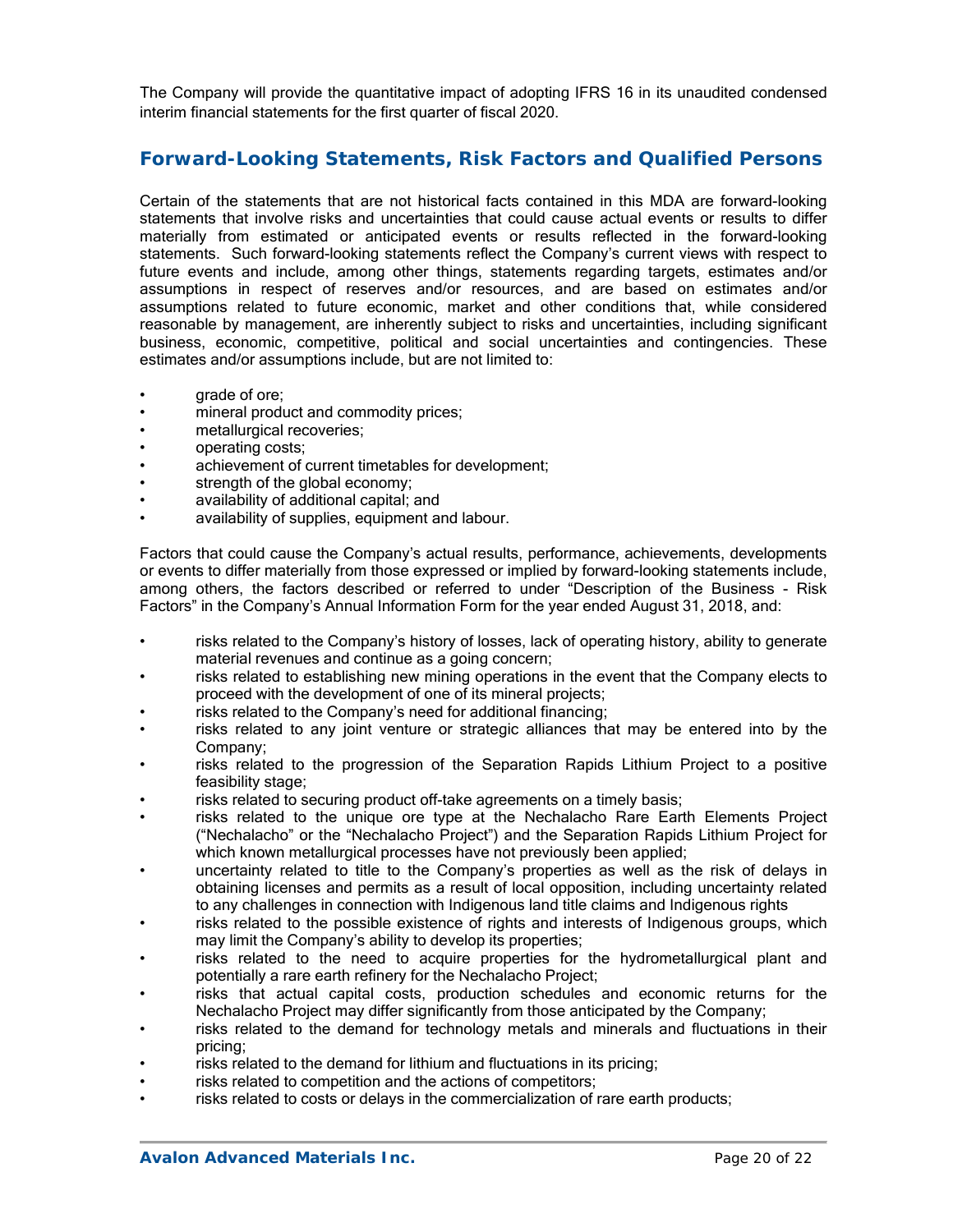The Company will provide the quantitative impact of adopting IFRS 16 in its unaudited condensed interim financial statements for the first quarter of fiscal 2020.

## Forward-Looking Statements, Risk Factors and Qualified Persons

Certain of the statements that are not historical facts contained in this MDA are forward-looking statements that involve risks and uncertainties that could cause actual events or results to differ materially from estimated or anticipated events or results reflected in the forward-looking statements. Such forward-looking statements reflect the Company's current views with respect to future events and include, among other things, statements regarding targets, estimates and/or assumptions in respect of reserves and/or resources, and are based on estimates and/or assumptions related to future economic, market and other conditions that, while considered reasonable by management, are inherently subject to risks and uncertainties, including significant business, economic, competitive, political and social uncertainties and contingencies. These estimates and/or assumptions include, but are not limited to:

- grade of ore;
- mineral product and commodity prices;
- metallurgical recoveries;
- operating costs;
- achievement of current timetables for development;
- strength of the global economy;
- availability of additional capital; and
- availability of supplies, equipment and labour.

Factors that could cause the Company's actual results, performance, achievements, developments or events to differ materially from those expressed or implied by forward-looking statements include, among others, the factors described or referred to under "Description of the Business - Risk Factors" in the Company's Annual Information Form for the year ended August 31, 2018, and:

- risks related to the Company's history of losses, lack of operating history, ability to generate material revenues and continue as a going concern;
- risks related to establishing new mining operations in the event that the Company elects to proceed with the development of one of its mineral projects;
- risks related to the Company's need for additional financing;
- risks related to any joint venture or strategic alliances that may be entered into by the Company;
- risks related to the progression of the Separation Rapids Lithium Project to a positive feasibility stage;
- risks related to securing product off-take agreements on a timely basis;
- risks related to the unique ore type at the Nechalacho Rare Earth Elements Project ("Nechalacho" or the "Nechalacho Project") and the Separation Rapids Lithium Project for which known metallurgical processes have not previously been applied;
- uncertainty related to title to the Company's properties as well as the risk of delays in obtaining licenses and permits as a result of local opposition, including uncertainty related to any challenges in connection with Indigenous land title claims and Indigenous rights
- risks related to the possible existence of rights and interests of Indigenous groups, which may limit the Company's ability to develop its properties;
- risks related to the need to acquire properties for the hydrometallurgical plant and potentially a rare earth refinery for the Nechalacho Project;
- risks that actual capital costs, production schedules and economic returns for the Nechalacho Project may differ significantly from those anticipated by the Company;
- risks related to the demand for technology metals and minerals and fluctuations in their pricing;
- risks related to the demand for lithium and fluctuations in its pricing;
- risks related to competition and the actions of competitors;
- risks related to costs or delays in the commercialization of rare earth products;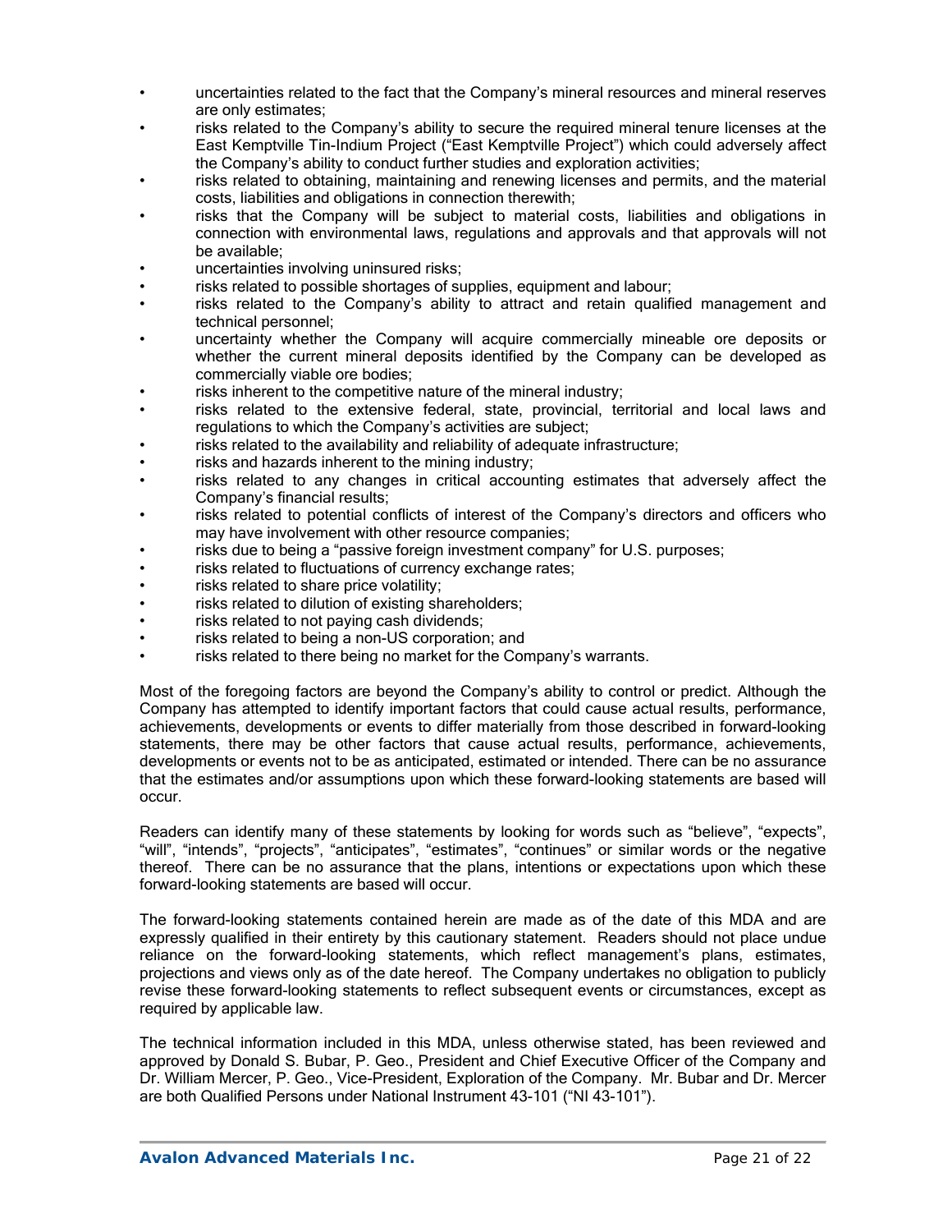- uncertainties related to the fact that the Company's mineral resources and mineral reserves are only estimates;
- risks related to the Company's ability to secure the required mineral tenure licenses at the East Kemptville Tin-Indium Project ("East Kemptville Project") which could adversely affect the Company's ability to conduct further studies and exploration activities;
- risks related to obtaining, maintaining and renewing licenses and permits, and the material costs, liabilities and obligations in connection therewith;
- risks that the Company will be subject to material costs, liabilities and obligations in connection with environmental laws, regulations and approvals and that approvals will not be available;
- uncertainties involving uninsured risks;
- risks related to possible shortages of supplies, equipment and labour;
- risks related to the Company's ability to attract and retain qualified management and technical personnel;
- uncertainty whether the Company will acquire commercially mineable ore deposits or whether the current mineral deposits identified by the Company can be developed as commercially viable ore bodies;
- risks inherent to the competitive nature of the mineral industry;
- risks related to the extensive federal, state, provincial, territorial and local laws and regulations to which the Company's activities are subject;
- risks related to the availability and reliability of adequate infrastructure;
- risks and hazards inherent to the mining industry;
- risks related to any changes in critical accounting estimates that adversely affect the Company's financial results;
- risks related to potential conflicts of interest of the Company's directors and officers who may have involvement with other resource companies;
- risks due to being a "passive foreign investment company" for U.S. purposes;
- risks related to fluctuations of currency exchange rates;
- risks related to share price volatility;
- risks related to dilution of existing shareholders;
- risks related to not paying cash dividends;
- risks related to being a non-US corporation; and
- risks related to there being no market for the Company's warrants.

Most of the foregoing factors are beyond the Company's ability to control or predict. Although the Company has attempted to identify important factors that could cause actual results, performance, achievements, developments or events to differ materially from those described in forward-looking statements, there may be other factors that cause actual results, performance, achievements, developments or events not to be as anticipated, estimated or intended. There can be no assurance that the estimates and/or assumptions upon which these forward-looking statements are based will occur.

Readers can identify many of these statements by looking for words such as "believe", "expects", "will", "intends", "projects", "anticipates", "estimates", "continues" or similar words or the negative thereof. There can be no assurance that the plans, intentions or expectations upon which these forward-looking statements are based will occur.

The forward-looking statements contained herein are made as of the date of this MDA and are expressly qualified in their entirety by this cautionary statement. Readers should not place undue reliance on the forward-looking statements, which reflect management's plans, estimates, projections and views only as of the date hereof. The Company undertakes no obligation to publicly revise these forward-looking statements to reflect subsequent events or circumstances, except as required by applicable law.

The technical information included in this MDA, unless otherwise stated, has been reviewed and approved by Donald S. Bubar, P. Geo., President and Chief Executive Officer of the Company and Dr. William Mercer, P. Geo., Vice-President, Exploration of the Company. Mr. Bubar and Dr. Mercer are both Qualified Persons under National Instrument 43-101 ("NI 43-101").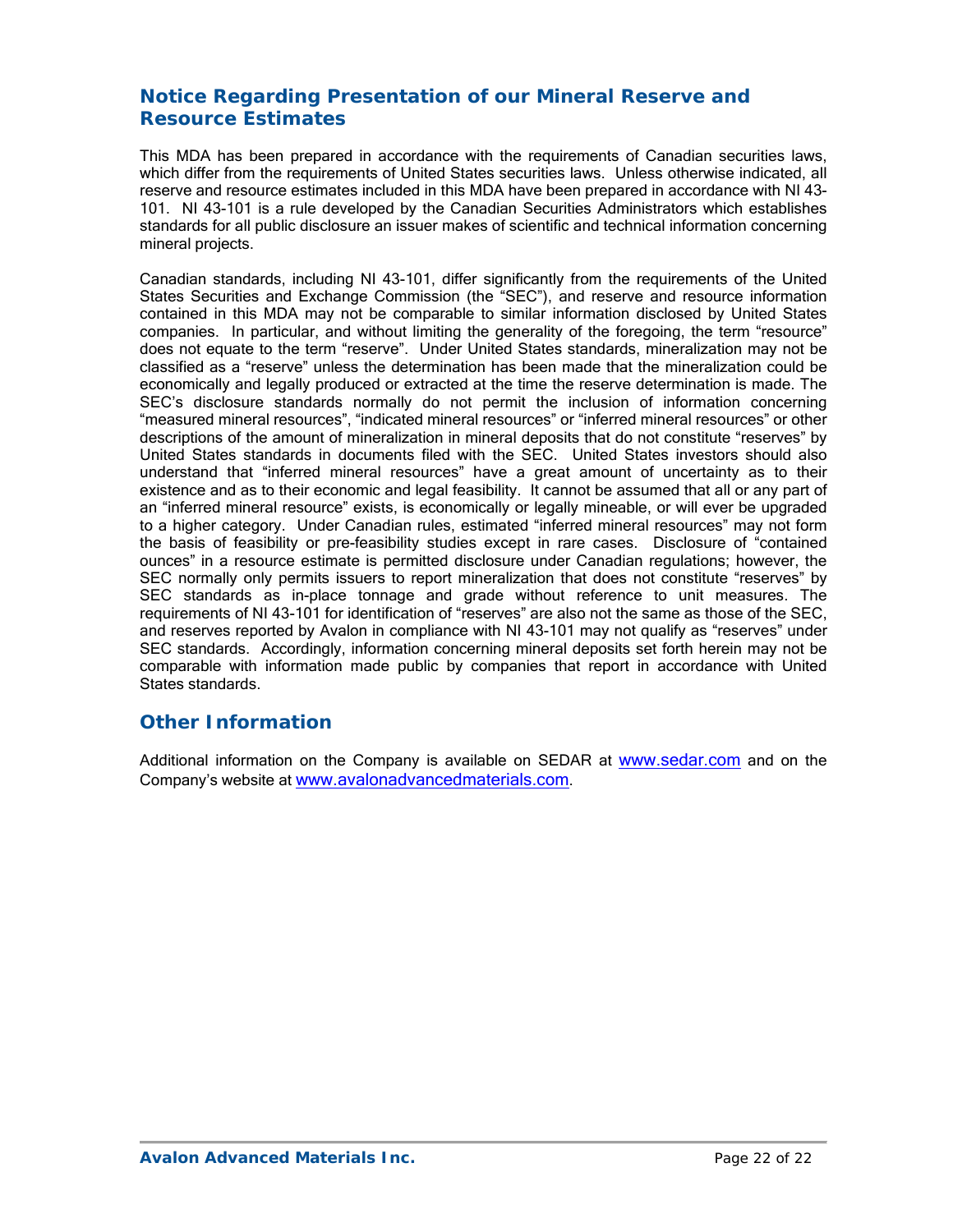## Notice Regarding Presentation of our Mineral Reserve and Resource Estimates

This MDA has been prepared in accordance with the requirements of Canadian securities laws, which differ from the requirements of United States securities laws. Unless otherwise indicated, all reserve and resource estimates included in this MDA have been prepared in accordance with NI 43-101. NI 43-101 is a rule developed by the Canadian Securities Administrators which establishes standards for all public disclosure an issuer makes of scientific and technical information concerning mineral projects.

Canadian standards, including NI 43-101, differ significantly from the requirements of the United States Securities and Exchange Commission (the "SEC"), and reserve and resource information contained in this MDA may not be comparable to similar information disclosed by United States companies. In particular, and without limiting the generality of the foregoing, the term "resource" does not equate to the term "reserve". Under United States standards, mineralization may not be classified as a "reserve" unless the determination has been made that the mineralization could be economically and legally produced or extracted at the time the reserve determination is made. The SEC's disclosure standards normally do not permit the inclusion of information concerning "measured mineral resources", "indicated mineral resources" or "inferred mineral resources" or other descriptions of the amount of mineralization in mineral deposits that do not constitute "reserves" by United States standards in documents filed with the SEC. United States investors should also understand that "inferred mineral resources" have a great amount of uncertainty as to their existence and as to their economic and legal feasibility. It cannot be assumed that all or any part of an "inferred mineral resource" exists, is economically or legally mineable, or will ever be upgraded to a higher category. Under Canadian rules, estimated "inferred mineral resources" may not form the basis of feasibility or pre-feasibility studies except in rare cases. Disclosure of "contained ounces" in a resource estimate is permitted disclosure under Canadian regulations; however, the SEC normally only permits issuers to report mineralization that does not constitute "reserves" by SEC standards as in-place tonnage and grade without reference to unit measures. The requirements of NI 43-101 for identification of "reserves" are also not the same as those of the SEC, and reserves reported by Avalon in compliance with NI 43-101 may not qualify as "reserves" under SEC standards. Accordingly, information concerning mineral deposits set forth herein may not be comparable with information made public by companies that report in accordance with United States standards.

## Other Information

Additional information on the Company is available on SEDAR at www.sedar.com and on the Company's website at www.avalonadvancedmaterials.com.